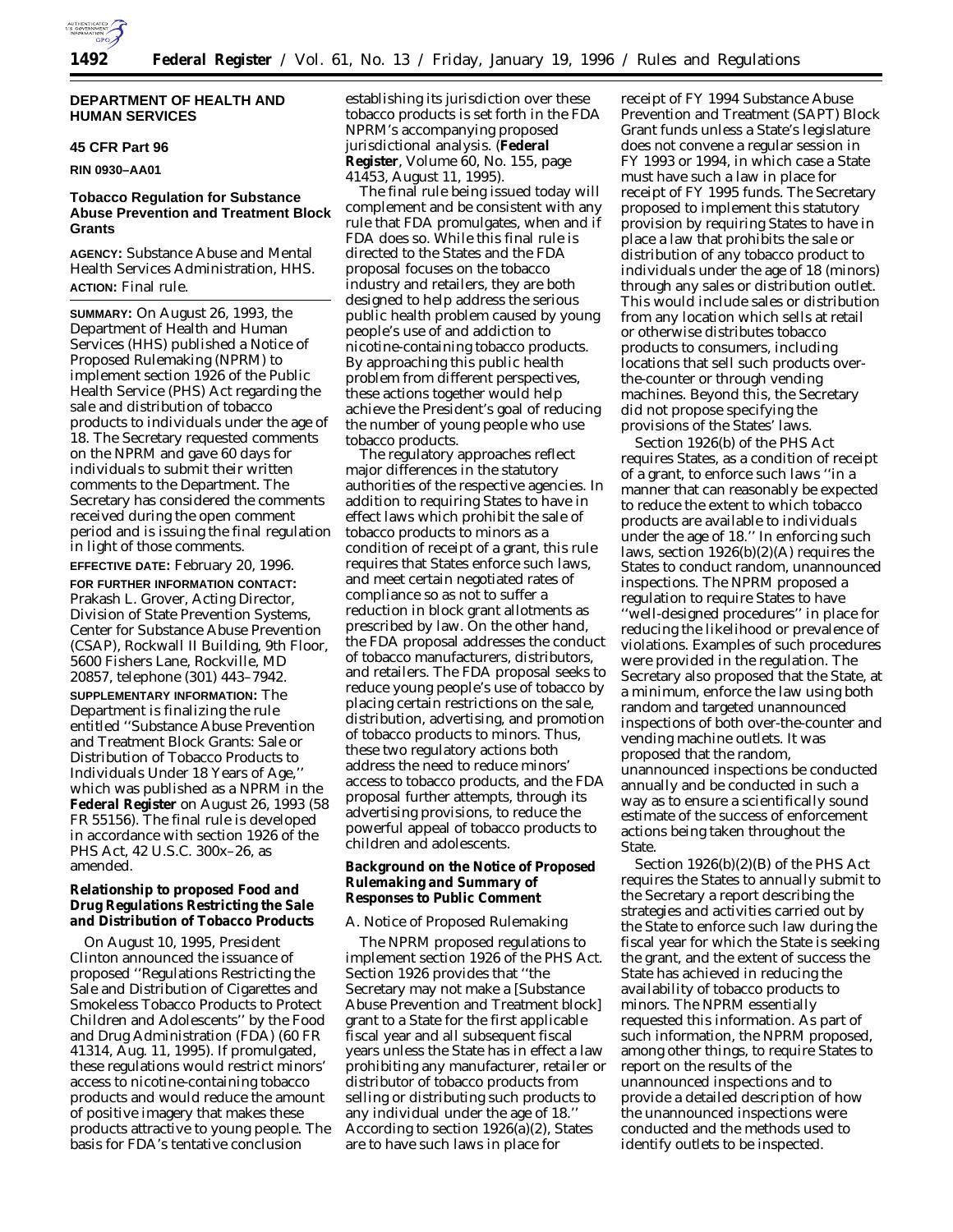## DEPARTMENT OF HEALTH AND HUMAN SERVICES

### 45 CFR Part 96

**RIN 0930–AA01**

### Tobacco Regulation for Substance Abuse Prevention and Treatment Block Grants

**AGENCY:** Substance Abuse and Mental Health Services Administration, HHS.

**ACTION:** Final rule.

**SUMMARY:** On August 26, 1993, the Department of Health and Human Services (HHS) published a Notice of Proposed Rulemaking (NPRM) to implement section 1926 of the Public Health Service (PHS) Act regarding the sale and distribution of tobacco products to individuals under the age of 18. The Secretary requested comments on the NPRM and gave 60 days for individuals to submit their written comments to the Department. The Secretary has considered the comments received during the open comment period and is issuing the final regulation in light of those comments.

**EFFECTIVE DATE:** February 20, 1996.

**FOR FURTHER INFORMATION CONTACT:** Prakash L. Grover, Acting Director, Division of State Prevention Systems, Center for Substance Abuse Prevention (CSAP), Rockwall II Building, 9th Floor, 5600 Fishers Lane, Rockville, MD 20857, telephone (301) 443–7942.

**SUPPLEMENTARY INFORMATION:** The Department is finalizing the rule entitled ''Substance Abuse Prevention and Treatment Block Grants: Sale or Distribution of Tobacco Products to Individuals Under 18 Years of Age,'' which was published as a NPRM in the **Federal Register** on August 26, 1993 (58 FR 55156). The final rule is developed in accordance with section 1926 of the PHS Act, 42 U.S.C. 300x–26, as amended.

### Relationship to proposed Food and Drug Regulations Restricting the Sale and Distribution of Tobacco Products

On August 10, 1995, President Clinton announced the issuance of proposed ''Regulations Restricting the Sale and Distribution of Cigarettes and Smokeless Tobacco Products to Protect Children and Adolescents'' by the Food and Drug Administration (FDA) (60 FR 41314, Aug. 11, 1995). If promulgated, these regulations would restrict minors' access to nicotine-containing tobacco products and would reduce the amount of positive imagery that makes these products attractive to young people. The basis for FDA's tentative conclusion establishing its jurisdiction over these tobacco products is set forth in the FDA NPRM's accompanying proposed jurisdictional analysis. (**Federal Register**, Volume 60, No. 155, page 41453, August 11, 1995).

The final rule being issued today will complement and be consistent with any rule that FDA promulgates, when and if FDA does so. While this final rule is directed to the States and the FDA proposal focuses on the tobacco industry and retailers, they are both designed to help address the serious public health problem caused by young people's use of and addiction to nicotine-containing tobacco products. By approaching this public health problem from different perspectives, these actions together would help achieve the President's goal of reducing the number of young people who use tobacco products.

The regulatory approaches reflect major differences in the statutory authorities of the respective agencies. In addition to requiring States to have in effect laws which prohibit the sale of tobacco products to minors as a condition of receipt of a grant, this rule requires that States enforce such laws, and meet certain negotiated rates of compliance so as not to suffer a reduction in block grant allotments as prescribed by law. On the other hand, the FDA proposal addresses the conduct of tobacco manufacturers, distributors, and retailers. The FDA proposal seeks to reduce young people's use of tobacco by placing certain restrictions on the sale, distribution, advertising, and promotion of tobacco products to minors. Thus, these two regulatory actions both address the need to reduce minors' access to tobacco products, and the FDA proposal further attempts, through its advertising provisions, to reduce the powerful appeal of tobacco products to children and adolescents.

### Background on the Notice of Proposed Rulemaking and Summary of Responses to Public Comment

*A. Notice of Proposed Rulemaking*

The NPRM proposed regulations to implement section 1926 of the PHS Act. Section 1926 provides that ''the Secretary may not make a [Substance Abuse Prevention and Treatment block] grant to a State for the first applicable fiscal year and all subsequent fiscal years unless the State has in effect a law prohibiting any manufacturer, retailer or distributor of tobacco products from selling or distributing such products to any individual under the age of 18.'' According to section 1926(a)(2), States are to have such laws in place for receipt of FY 1994 Substance Abuse Prevention and Treatment (SAPT) Block Grant funds unless a State's legislature does not convene a regular session in FY 1993 or 1994, in which case a State must have such a law in place for receipt of FY 1995 funds. The Secretary proposed to implement this statutory provision by requiring States to have in place a law that prohibits the sale or distribution of any tobacco product to individuals under the age of 18 (minors) through any sales or distribution outlet. This would include sales or distribution from any location which sells at retail or otherwise distributes tobacco products to consumers, including locations that sell such products over-the-counter or through vending machines. Beyond this, the Secretary did not propose specifying the provisions of the States' laws.

Section 1926(b) of the PHS Act requires States, as a condition of receipt of a grant, to enforce such laws ''in a manner that can reasonably be expected to reduce the extent to which tobacco products are available to individuals under the age of 18.'' In enforcing such laws, section 1926(b)(2)(A) requires the States to conduct random, unannounced inspections. The NPRM proposed a regulation to require States to have ''well-designed procedures'' in place for reducing the likelihood or prevalence of violations. Examples of such procedures were provided in the regulation. The Secretary also proposed that the State, at a minimum, enforce the law using both random and targeted unannounced inspections of both over-the-counter and vending machine outlets. It was proposed that the random, unannounced inspections be conducted annually and be conducted in such a way as to ensure a scientifically sound estimate of the success of enforcement actions being taken throughout the State.

Section 1926(b)(2)(B) of the PHS Act requires the States to annually submit to the Secretary a report describing the strategies and activities carried out by the State to enforce such law during the fiscal year for which the State is seeking the grant, and the extent of success the State has achieved in reducing the availability of tobacco products to minors. The NPRM essentially requested this information. As part of such information, the NPRM proposed, among other things, to require States to report on the results of the unannounced inspections and to provide a detailed description of how the unannounced inspections were conducted and the methods used to identify outlets to be inspected.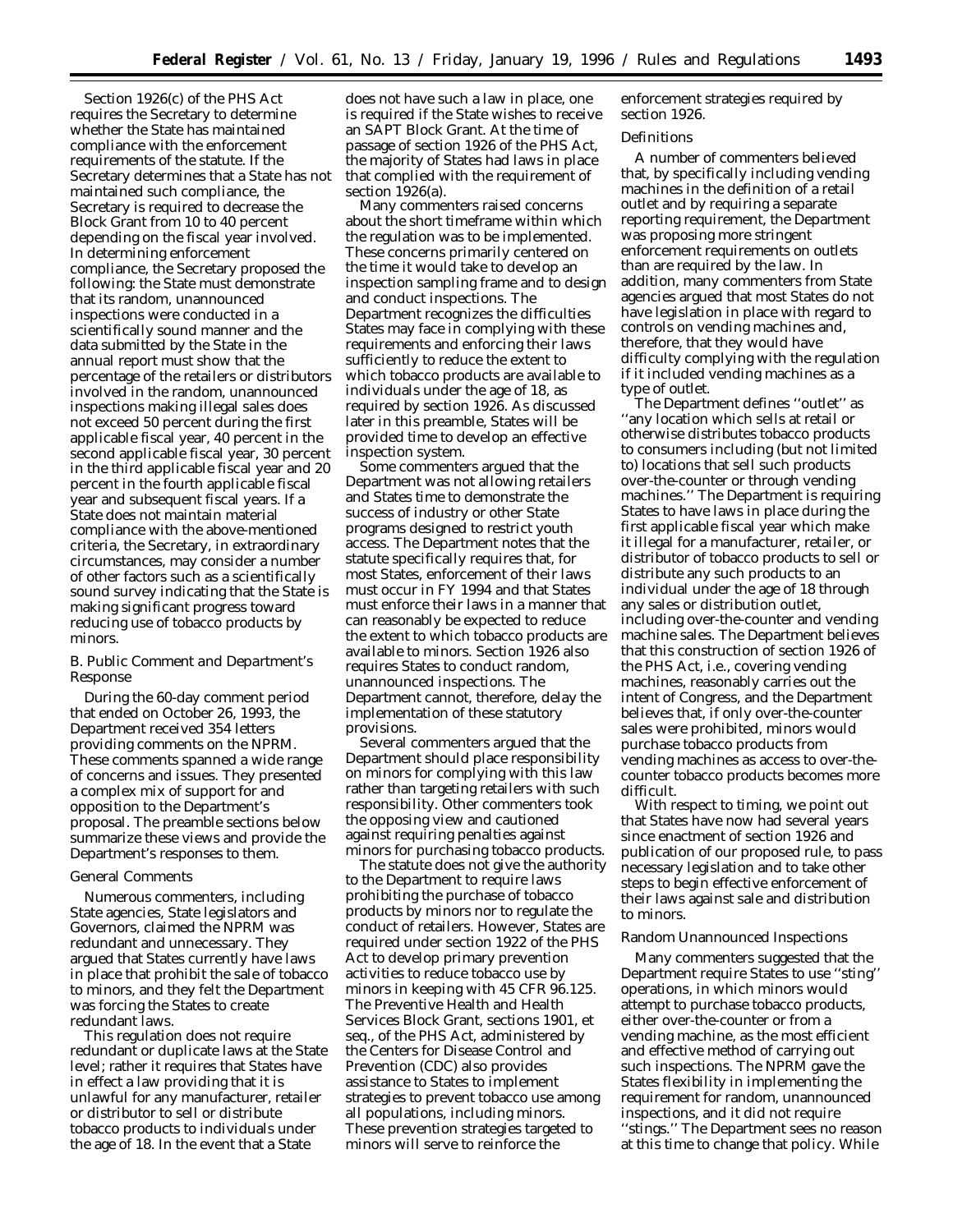Section 1926(c) of the PHS Act requires the Secretary to determine whether the State has maintained compliance with the enforcement requirements of the statute. If the Secretary determines that a State has not maintained such compliance, the Secretary is required to decrease the Block Grant from 10 to 40 percent depending on the fiscal year involved. In determining enforcement compliance, the Secretary proposed the following: the State must demonstrate that its random, unannounced inspections were conducted in a scientifically sound manner and the data submitted by the State in the annual report must show that the percentage of the retailers or distributors involved in the random, unannounced inspections making illegal sales does not exceed 50 percent during the first applicable fiscal year, 40 percent in the second applicable fiscal year, 30 percent in the third applicable fiscal year and 20 percent in the fourth applicable fiscal year and subsequent fiscal years. If a State does not maintain material compliance with the above-mentioned criteria, the Secretary, in extraordinary circumstances, may consider a number of other factors such as a scientifically sound survey indicating that the State is making significant progress toward reducing use of tobacco products by minors.

## *B. Public Comment and Department's Response*

During the 60-day comment period that ended on October 26, 1993, the Department received 354 letters providing comments on the NPRM. These comments spanned a wide range of concerns and issues. They presented a complex mix of support for and opposition to the Department's proposal. The preamble sections below summarize these views and provide the Department's responses to them.

### *General Comments*

Numerous commenters, including State agencies, State legislators and Governors, claimed the NPRM was redundant and unnecessary. They argued that States currently have laws in place that prohibit the sale of tobacco to minors, and they felt the Department was forcing the States to create redundant laws.

This regulation does not require redundant or duplicate laws at the State level; rather it requires that States have in effect a law providing that it is unlawful for any manufacturer, retailer or distributor to sell or distribute tobacco products to individuals under the age of 18. In the event that a State does not have such a law in place, one is required if the State wishes to receive an SAPT Block Grant. At the time of passage of section 1926 of the PHS Act, the majority of States had laws in place that complied with the requirement of section 1926(a).

Many commenters raised concerns about the short timeframe within which the regulation was to be implemented. These concerns primarily centered on the time it would take to develop an inspection sampling frame and to design and conduct inspections. The Department recognizes the difficulties States may face in complying with these requirements and enforcing their laws sufficiently to reduce the extent to which tobacco products are available to individuals under the age of 18, as required by section 1926. As discussed later in this preamble, States will be provided time to develop an effective inspection system.

Some commenters argued that the Department was not allowing retailers and States time to demonstrate the success of industry or other State programs designed to restrict youth access. The Department notes that the statute specifically requires that, for most States, enforcement of their laws must occur in FY 1994 and that States must enforce their laws in a manner that can reasonably be expected to reduce the extent to which tobacco products are available to minors. Section 1926 also requires States to conduct random, unannounced inspections. The Department cannot, therefore, delay the implementation of these statutory provisions.

Several commenters argued that the Department should place responsibility on minors for complying with this law rather than targeting retailers with such responsibility. Other commenters took the opposing view and cautioned against requiring penalties against minors for purchasing tobacco products.

The statute does not give the authority to the Department to require laws prohibiting the purchase of tobacco products by minors nor to regulate the conduct of retailers. However, States are required under section 1922 of the PHS Act to develop primary prevention activities to reduce tobacco use by minors in keeping with 45 CFR 96.125. The Preventive Health and Health Services Block Grant, sections 1901, et seq., of the PHS Act, administered by the Centers for Disease Control and Prevention (CDC) also provides assistance to States to implement strategies to prevent tobacco use among all populations, including minors. These prevention strategies targeted to minors will serve to reinforce the enforcement strategies required by section 1926.

### *Definitions*

A number of commenters believed that, by specifically including vending machines in the definition of a retail outlet and by requiring a separate reporting requirement, the Department was proposing more stringent enforcement requirements on outlets than are required by the law. In addition, many commenters from State agencies argued that most States do not have legislation in place with regard to controls on vending machines and, therefore, that they would have difficulty complying with the regulation if it included vending machines as a type of outlet.

The Department defines "outlet" as "any location which sells at retail or otherwise distributes tobacco products to consumers including (but not limited to) locations that sell such products over-the-counter or through vending machines." The Department is requiring States to have laws in place during the first applicable fiscal year which make it illegal for a manufacturer, retailer, or distributor of tobacco products to sell or distribute any such products to an individual under the age of 18 through any sales or distribution outlet, including over-the-counter and vending machine sales. The Department believes that this construction of section 1926 of the PHS Act, i.e., covering vending machines, reasonably carries out the intent of Congress, and the Department believes that, if only over-the-counter sales were prohibited, minors would purchase tobacco products from vending machines as access to over-the-counter tobacco products becomes more difficult.

With respect to timing, we point out that States have now had several years since enactment of section 1926 and publication of our proposed rule, to pass necessary legislation and to take other steps to begin effective enforcement of their laws against sale and distribution to minors.

### *Random Unannounced Inspections*

Many commenters suggested that the Department require States to use "sting" operations, in which minors would attempt to purchase tobacco products, either over-the-counter or from a vending machine, as the most efficient and effective method of carrying out such inspections. The NPRM gave the States flexibility in implementing the requirement for random, unannounced inspections, and it did not require "stings." The Department sees no reason at this time to change that policy. While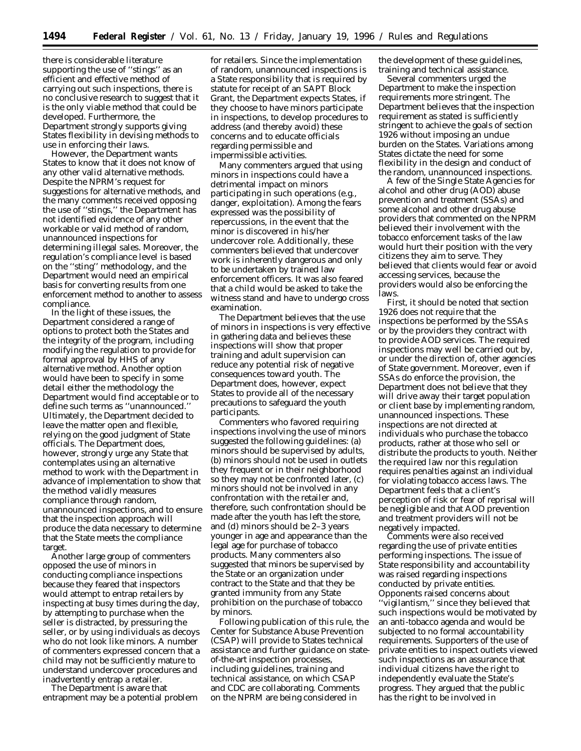there is considerable literature supporting the use of ''stings'' as an efficient and effective method of carrying out such inspections, there is no conclusive research to suggest that it is the only viable method that could be developed. Furthermore, the Department strongly supports giving States flexibility in devising methods to use in enforcing their laws.

However, the Department wants States to know that it does not know of any other valid alternative methods. Despite the NPRM's request for suggestions for alternative methods, and the many comments received opposing the use of ''stings,'' the Department has not identified evidence of any other workable or valid method of random, unannounced inspections for determining illegal sales. Moreover, the regulation's compliance level is based on the ''sting'' methodology, and the Department would need an empirical basis for converting results from one enforcement method to another to assess compliance.

In the light of these issues, the Department considered a range of options to protect both the States and the integrity of the program, including modifying the regulation to provide for formal approval by HHS of any alternative method. Another option would have been to specify in some detail either the methodology the Department would find acceptable or to define such terms as ''unannounced.'' Ultimately, the Department decided to leave the matter open and flexible, relying on the good judgment of State officials. The Department does, however, strongly urge any State that contemplates using an alternative method to work with the Department in advance of implementation to show that the method validly measures compliance through random, unannounced inspections, and to ensure that the inspection approach will produce the data necessary to determine that the State meets the compliance target.

Another large group of commenters opposed the use of minors in conducting compliance inspections because they feared that inspectors would attempt to entrap retailers by inspecting at busy times during the day, by attempting to purchase when the seller is distracted, by pressuring the seller, or by using individuals as decoys who do not look like minors. A number of commenters expressed concern that a child may not be sufficiently mature to understand undercover procedures and inadvertently entrap a retailer.

The Department is aware that entrapment may be a potential problem for retailers. Since the implementation of random, unannounced inspections is a State responsibility that is required by statute for receipt of an SAPT Block Grant, the Department expects States, if they choose to have minors participate in inspections, to develop procedures to address (and thereby avoid) these concerns and to educate officials regarding permissible and impermissible activities.

Many commenters argued that using minors in inspections could have a detrimental impact on minors participating in such operations (e.g., danger, exploitation). Among the fears expressed was the possibility of repercussions, in the event that the minor is discovered in his/her undercover role. Additionally, these commenters believed that undercover work is inherently dangerous and only to be undertaken by trained law enforcement officers. It was also feared that a child would be asked to take the witness stand and have to undergo cross examination.

The Department believes that the use of minors in inspections is very effective in gathering data and believes these inspections will show that proper training and adult supervision can reduce any potential risk of negative consequences toward youth. The Department does, however, expect States to provide all of the necessary precautions to safeguard the youth participants.

Commenters who favored requiring inspections involving the use of minors suggested the following guidelines: (a) minors should be supervised by adults, (b) minors should not be used in outlets they frequent or in their neighborhood so they may not be confronted later, (c) minors should not be involved in any confrontation with the retailer and, therefore, such confrontation should be made after the youth has left the store, and (d) minors should be 2–3 years younger in age and appearance than the legal age for purchase of tobacco products. Many commenters also suggested that minors be supervised by the State or an organization under contract to the State and that they be granted immunity from any State prohibition on the purchase of tobacco by minors.

Following publication of this rule, the Center for Substance Abuse Prevention (CSAP) will provide to States technical assistance and further guidance on state-of-the-art inspection processes, including guidelines, training and technical assistance, on which CSAP and CDC are collaborating. Comments on the NPRM are being considered in the development of these guidelines, training and technical assistance.

Several commenters urged the Department to make the inspection requirements more stringent. The Department believes that the inspection requirement as stated is sufficiently stringent to achieve the goals of section 1926 without imposing an undue burden on the States. Variations among States dictate the need for some flexibility in the design and conduct of the random, unannounced inspections.

A few of the Single State Agencies for alcohol and other drug (AOD) abuse prevention and treatment (SSAs) and some alcohol and other drug abuse providers that commented on the NPRM believed their involvement with the tobacco enforcement tasks of the law would hurt their position with the very citizens they aim to serve. They believed that clients would fear or avoid accessing services, because the providers would also be enforcing the laws.

First, it should be noted that section 1926 does not require that the inspections be performed by the SSAs or by the providers they contract with to provide AOD services. The required inspections may well be carried out by, or under the direction of, other agencies of State government. Moreover, even if SSAs do enforce the provision, the Department does not believe that they will drive away their target population or client base by implementing random, unannounced inspections. These inspections are not directed at individuals who purchase the tobacco products, rather at those who sell or distribute the products to youth. Neither the required law nor this regulation requires penalties against an individual for violating tobacco access laws. The Department feels that a client's perception of risk or fear of reprisal will be negligible and that AOD prevention and treatment providers will not be negatively impacted.

Comments were also received regarding the use of private entities performing inspections. The issue of State responsibility and accountability was raised regarding inspections conducted by private entities. Opponents raised concerns about ''vigilantism,'' since they believed that such inspections would be motivated by an anti-tobacco agenda and would be subjected to no formal accountability requirements. Supporters of the use of private entities to inspect outlets viewed such inspections as an assurance that individual citizens have the right to independently evaluate the State's progress. They argued that the public has the right to be involved in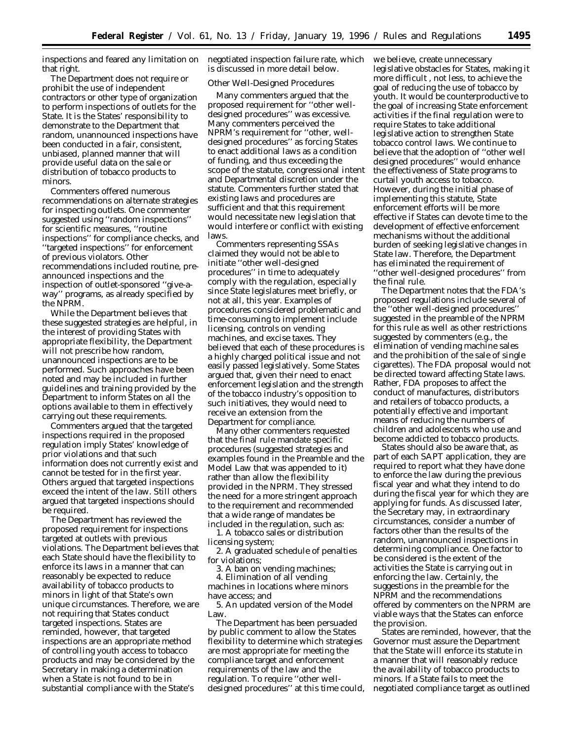inspections and feared any limitation on that right.

The Department does not require or prohibit the use of independent contractors or other type of organization to perform inspections of outlets for the State. It is the States' responsibility to demonstrate to the Department that random, unannounced inspections have been conducted in a fair, consistent, unbiased, planned manner that will provide useful data on the sale or distribution of tobacco products to minors.

Commenters offered numerous recommendations on alternate strategies for inspecting outlets. One commenter suggested using ''random inspections'' for scientific measures, ''routine inspections'' for compliance checks, and ''targeted inspections'' for enforcement of previous violators. Other recommendations included routine, pre-announced inspections and the inspection of outlet-sponsored ''give-a-way'' programs, as already specified by the NPRM.

While the Department believes that these suggested strategies are helpful, in the interest of providing States with appropriate flexibility, the Department will not prescribe how random, unannounced inspections are to be performed. Such approaches have been noted and may be included in further guidelines and training provided by the Department to inform States on all the options available to them in effectively carrying out these requirements.

Commenters argued that the targeted inspections required in the proposed regulation imply States' knowledge of prior violations and that such information does not currently exist and cannot be tested for in the first year. Others argued that targeted inspections exceed the intent of the law. Still others argued that targeted inspections should be required.

The Department has reviewed the proposed requirement for inspections targeted at outlets with previous violations. The Department believes that each State should have the flexibility to enforce its laws in a manner that can reasonably be expected to reduce availability of tobacco products to minors in light of that State's own unique circumstances. Therefore, we are not requiring that States conduct targeted inspections. States are reminded, however, that targeted inspections are an appropriate method of controlling youth access to tobacco products and may be considered by the Secretary in making a determination when a State is not found to be in substantial compliance with the State's negotiated inspection failure rate, which is discussed in more detail below.

*Other Well-Designed Procedures*

Many commenters argued that the proposed requirement for ''other well-designed procedures'' was excessive. Many commenters perceived the NPRM's requirement for ''other, well-designed procedures'' as forcing States to enact additional laws as a condition of funding, and thus exceeding the scope of the statute, congressional intent and Departmental discretion under the statute. Commenters further stated that existing laws and procedures are sufficient and that this requirement would necessitate new legislation that would interfere or conflict with existing laws.

Commenters representing SSAs claimed they would not be able to initiate ''other well-designed procedures'' in time to adequately comply with the regulation, especially since State legislatures meet briefly, or not at all, this year. Examples of procedures considered problematic and time-consuming to implement include licensing, controls on vending machines, and excise taxes. They believed that each of these procedures is a highly charged political issue and not easily passed legislatively. Some States argued that, given their need to enact enforcement legislation and the strength of the tobacco industry's opposition to such initiatives, they would need to receive an extension from the Department for compliance.

Many other commenters requested that the final rule mandate specific procedures (suggested strategies and examples found in the Preamble and the Model Law that was appended to it) rather than allow the flexibility provided in the NPRM. They stressed the need for a more stringent approach to the requirement and recommended that a wide range of mandates be included in the regulation, such as:

1. A tobacco sales or distribution licensing system;
2. A graduated schedule of penalties for violations;
3. A ban on vending machines;
4. Elimination of all vending machines in locations where minors have access; and
5. An updated version of the Model Law.

The Department has been persuaded by public comment to allow the States flexibility to determine which strategies are most appropriate for meeting the compliance target and enforcement requirements of the law and the regulation. To require ''other well-designed procedures'' at this time could, we believe, create unnecessary legislative obstacles for States, making it more difficult , not less, to achieve the goal of reducing the use of tobacco by youth. It would be counterproductive to the goal of increasing State enforcement activities if the final regulation were to require States to take additional legislative action to strengthen State tobacco control laws. We continue to believe that the adoption of ''other well designed procedures'' would enhance the effectiveness of State programs to curtail youth access to tobacco. However, during the initial phase of implementing this statute, State enforcement efforts will be more effective if States can devote time to the development of effective enforcement mechanisms without the additional burden of seeking legislative changes in State law. Therefore, the Department has eliminated the requirement of ''other well-designed procedures'' from the final rule.

The Department notes that the FDA's proposed regulations include several of the ''other well-designed procedures'' suggested in the preamble of the NPRM for this rule as well as other restrictions suggested by commenters (e.g., the elimination of vending machine sales and the prohibition of the sale of single cigarettes). The FDA proposal would not be directed toward affecting State laws. Rather, FDA proposes to affect the conduct of manufactures, distributors and retailers of tobacco products, a potentially effective and important means of reducing the numbers of children and adolescents who use and become addicted to tobacco products.

States should also be aware that, as part of each SAPT application, they are required to report what they have done to enforce the law during the previous fiscal year and what they intend to do during the fiscal year for which they are applying for funds. As discussed later, the Secretary may, in extraordinary circumstances, consider a number of factors other than the results of the random, unannounced inspections in determining compliance. One factor to be considered is the extent of the activities the State is carrying out in enforcing the law. Certainly, the suggestions in the preamble for the NPRM and the recommendations offered by commenters on the NPRM are viable ways that the States can enforce the provision.

States are reminded, however, that the Governor must assure the Department that the State will enforce its statute in a manner that will reasonably reduce the availability of tobacco products to minors. If a State fails to meet the negotiated compliance target as outlined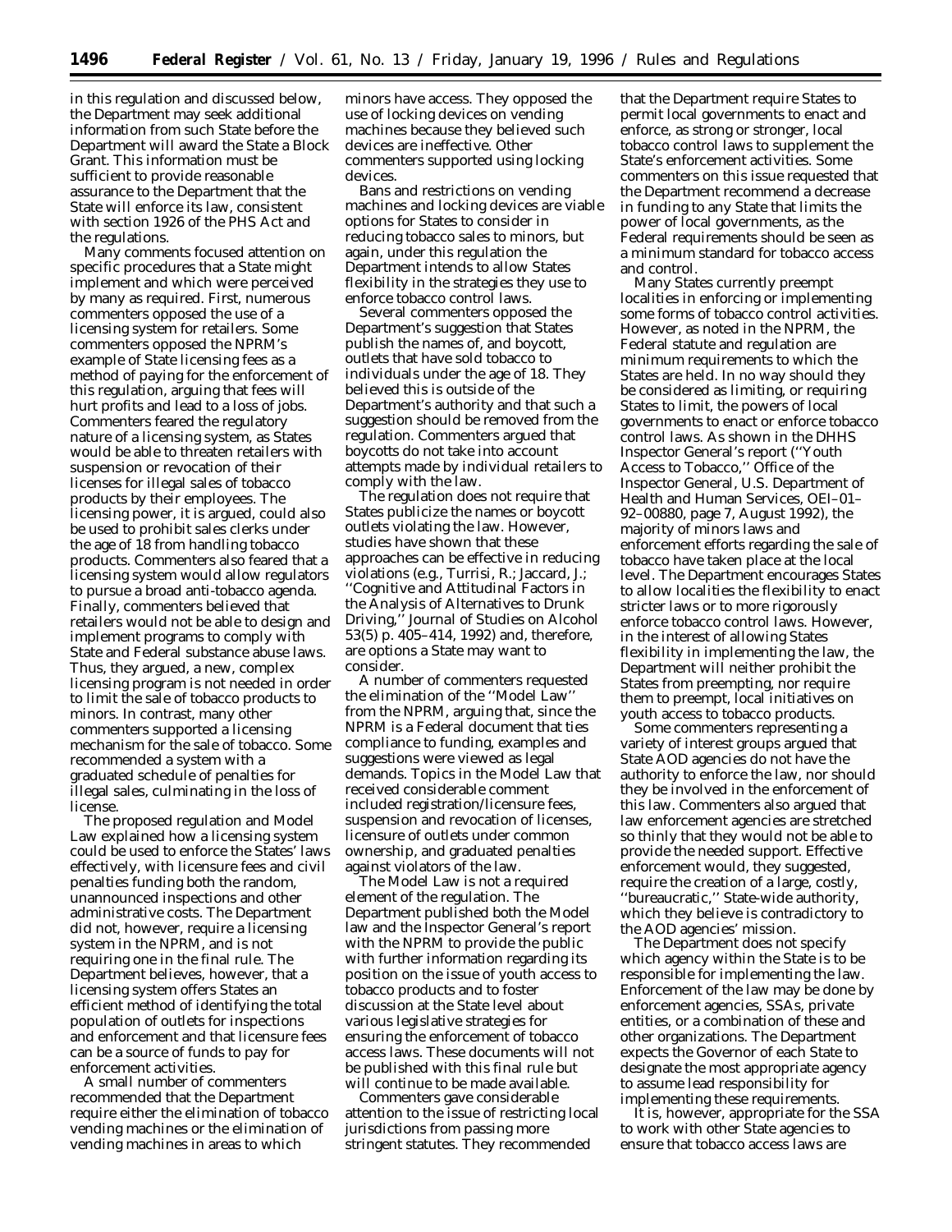in this regulation and discussed below, the Department may seek additional information from such State before the Department will award the State a Block Grant. This information must be sufficient to provide reasonable assurance to the Department that the State will enforce its law, consistent with section 1926 of the PHS Act and the regulations.

Many comments focused attention on specific procedures that a State might implement and which were perceived by many as required. First, numerous commenters opposed the use of a licensing system for retailers. Some commenters opposed the NPRM's example of State licensing fees as a method of paying for the enforcement of this regulation, arguing that fees will hurt profits and lead to a loss of jobs. Commenters feared the regulatory nature of a licensing system, as States would be able to threaten retailers with suspension or revocation of their licenses for illegal sales of tobacco products by their employees. The licensing power, it is argued, could also be used to prohibit sales clerks under the age of 18 from handling tobacco products. Commenters also feared that a licensing system would allow regulators to pursue a broad anti-tobacco agenda. Finally, commenters believed that retailers would not be able to design and implement programs to comply with State and Federal substance abuse laws. Thus, they argued, a new, complex licensing program is not needed in order to limit the sale of tobacco products to minors. In contrast, many other commenters supported a licensing mechanism for the sale of tobacco. Some recommended a system with a graduated schedule of penalties for illegal sales, culminating in the loss of license.

The proposed regulation and Model Law explained how a licensing system could be used to enforce the States' laws effectively, with licensure fees and civil penalties funding both the random, unannounced inspections and other administrative costs. The Department did not, however, require a licensing system in the NPRM, and is not requiring one in the final rule. The Department believes, however, that a licensing system offers States an efficient method of identifying the total population of outlets for inspections and enforcement and that licensure fees can be a source of funds to pay for enforcement activities.

A small number of commenters recommended that the Department require either the elimination of tobacco vending machines or the elimination of vending machines in areas to which minors have access. They opposed the use of locking devices on vending machines because they believed such devices are ineffective. Other commenters supported using locking devices.

Bans and restrictions on vending machines and locking devices are viable options for States to consider in reducing tobacco sales to minors, but again, under this regulation the Department intends to allow States flexibility in the strategies they use to enforce tobacco control laws.

Several commenters opposed the Department's suggestion that States publish the names of, and boycott, outlets that have sold tobacco to individuals under the age of 18. They believed this is outside of the Department's authority and that such a suggestion should be removed from the regulation. Commenters argued that boycotts do not take into account attempts made by individual retailers to comply with the law.

The regulation does not require that States publicize the names or boycott outlets violating the law. However, studies have shown that these approaches can be effective in reducing violations (e.g., Turrisi, R.; Jaccard, J.; ''Cognitive and Attitudinal Factors in the Analysis of Alternatives to Drunk Driving,'' Journal of Studies on Alcohol 53(5) p. 405–414, 1992) and, therefore, are options a State may want to consider.

A number of commenters requested the elimination of the ''Model Law'' from the NPRM, arguing that, since the NPRM is a Federal document that ties compliance to funding, examples and suggestions were viewed as legal demands. Topics in the Model Law that received considerable comment included registration/licensure fees, suspension and revocation of licenses, licensure of outlets under common ownership, and graduated penalties against violators of the law.

The Model Law is not a required element of the regulation. The Department published both the Model law and the Inspector General's report with the NPRM to provide the public with further information regarding its position on the issue of youth access to tobacco products and to foster discussion at the State level about various legislative strategies for ensuring the enforcement of tobacco access laws. These documents will not be published with this final rule but will continue to be made available.

Commenters gave considerable attention to the issue of restricting local jurisdictions from passing more stringent statutes. They recommended that the Department require States to permit local governments to enact and enforce, as strong or stronger, local tobacco control laws to supplement the State's enforcement activities. Some commenters on this issue requested that the Department recommend a decrease in funding to any State that limits the power of local governments, as the Federal requirements should be seen as a minimum standard for tobacco access and control.

Many States currently preempt localities in enforcing or implementing some forms of tobacco control activities. However, as noted in the NPRM, the Federal statute and regulation are minimum requirements to which the States are held. In no way should they be considered as limiting, or requiring States to limit, the powers of local governments to enact or enforce tobacco control laws. As shown in the DHHS Inspector General's report (''Youth Access to Tobacco,'' Office of the Inspector General, U.S. Department of Health and Human Services, OEI–01–92–00880, page 7, August 1992), the majority of minors laws and enforcement efforts regarding the sale of tobacco have taken place at the local level. The Department encourages States to allow localities the flexibility to enact stricter laws or to more rigorously enforce tobacco control laws. However, in the interest of allowing States flexibility in implementing the law, the Department will neither prohibit the States from preempting, nor require them to preempt, local initiatives on youth access to tobacco products.

Some commenters representing a variety of interest groups argued that State AOD agencies do not have the authority to enforce the law, nor should they be involved in the enforcement of this law. Commenters also argued that law enforcement agencies are stretched so thinly that they would not be able to provide the needed support. Effective enforcement would, they suggested, require the creation of a large, costly, ''bureaucratic,'' State-wide authority, which they believe is contradictory to the AOD agencies' mission.

The Department does not specify which agency within the State is to be responsible for implementing the law. Enforcement of the law may be done by enforcement agencies, SSAs, private entities, or a combination of these and other organizations. The Department expects the Governor of each State to designate the most appropriate agency to assume lead responsibility for implementing these requirements.

It is, however, appropriate for the SSA to work with other State agencies to ensure that tobacco access laws are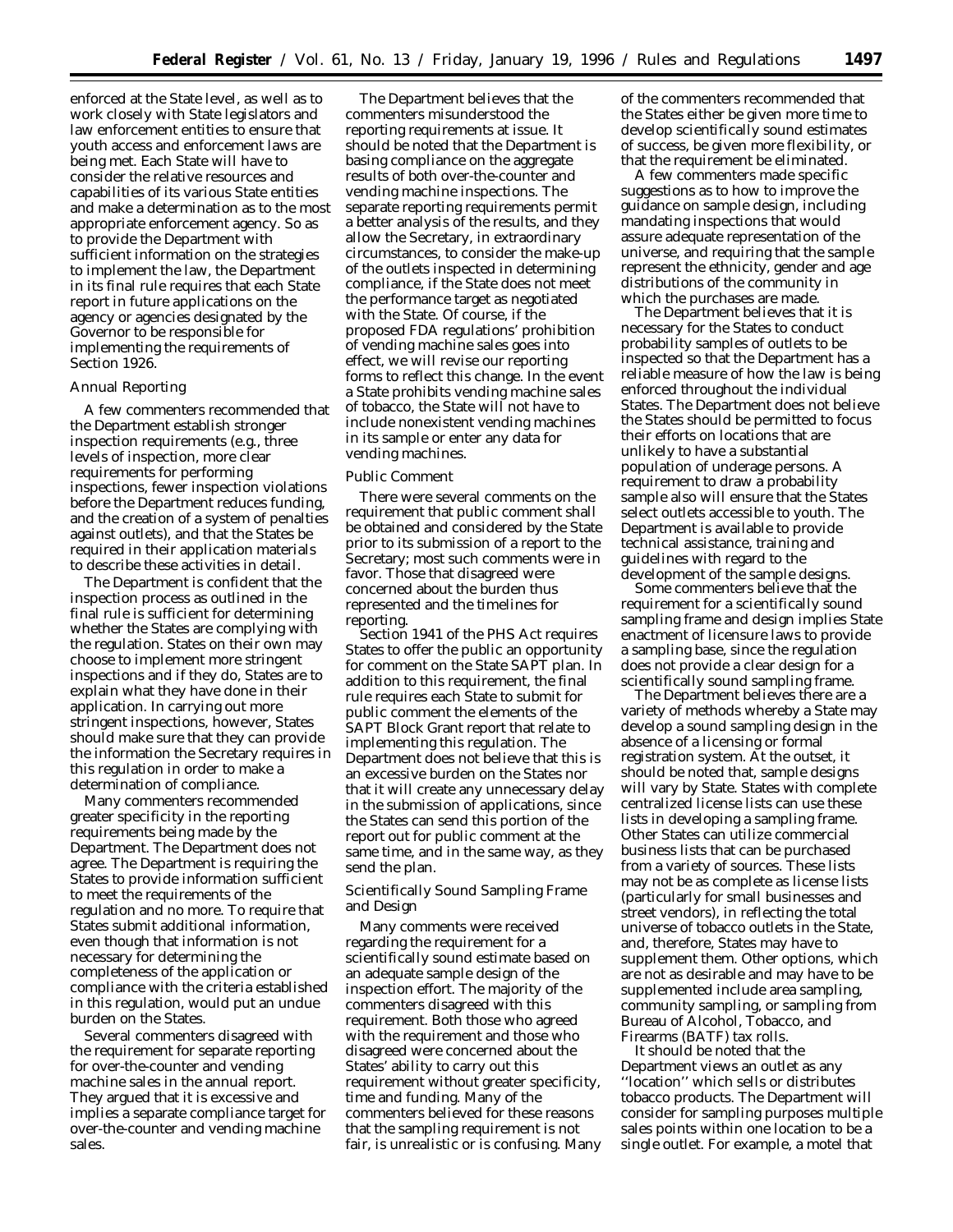enforced at the State level, as well as to work closely with State legislators and law enforcement entities to ensure that youth access and enforcement laws are being met. Each State will have to consider the relative resources and capabilities of its various State entities and make a determination as to the most appropriate enforcement agency. So as to provide the Department with sufficient information on the strategies to implement the law, the Department in its final rule requires that each State report in future applications on the agency or agencies designated by the Governor to be responsible for implementing the requirements of Section 1926.

### Annual Reporting

A few commenters recommended that the Department establish stronger inspection requirements (e.g., three levels of inspection, more clear requirements for performing inspections, fewer inspection violations before the Department reduces funding, and the creation of a system of penalties against outlets), and that the States be required in their application materials to describe these activities in detail.

The Department is confident that the inspection process as outlined in the final rule is sufficient for determining whether the States are complying with the regulation. States on their own may choose to implement more stringent inspections and if they do, States are to explain what they have done in their application. In carrying out more stringent inspections, however, States should make sure that they can provide the information the Secretary requires in this regulation in order to make a determination of compliance.

Many commenters recommended greater specificity in the reporting requirements being made by the Department. The Department does not agree. The Department is requiring the States to provide information sufficient to meet the requirements of the regulation and no more. To require that States submit additional information, even though that information is not necessary for determining the completeness of the application or compliance with the criteria established in this regulation, would put an undue burden on the States.

Several commenters disagreed with the requirement for separate reporting for over-the-counter and vending machine sales in the annual report. They argued that it is excessive and implies a separate compliance target for over-the-counter and vending machine sales.

The Department believes that the commenters misunderstood the reporting requirements at issue. It should be noted that the Department is basing compliance on the aggregate results of both over-the-counter and vending machine inspections. The separate reporting requirements permit a better analysis of the results, and they allow the Secretary, in extraordinary circumstances, to consider the make-up of the outlets inspected in determining compliance, if the State does not meet the performance target as negotiated with the State. Of course, if the proposed FDA regulations' prohibition of vending machine sales goes into effect, we will revise our reporting forms to reflect this change. In the event a State prohibits vending machine sales of tobacco, the State will not have to include nonexistent vending machines in its sample or enter any data for vending machines.

### Public Comment

There were several comments on the requirement that public comment shall be obtained and considered by the State prior to its submission of a report to the Secretary; most such comments were in favor. Those that disagreed were concerned about the burden thus represented and the timelines for reporting.

Section 1941 of the PHS Act requires States to offer the public an opportunity for comment on the State SAPT plan. In addition to this requirement, the final rule requires each State to submit for public comment the elements of the SAPT Block Grant report that relate to implementing this regulation. The Department does not believe that this is an excessive burden on the States nor that it will create any unnecessary delay in the submission of applications, since the States can send this portion of the report out for public comment at the same time, and in the same way, as they send the plan.

### Scientifically Sound Sampling Frame and Design

Many comments were received regarding the requirement for a scientifically sound estimate based on an adequate sample design of the inspection effort. The majority of the commenters disagreed with this requirement. Both those who agreed with the requirement and those who disagreed were concerned about the States' ability to carry out this requirement without greater specificity, time and funding. Many of the commenters believed for these reasons that the sampling requirement is not fair, is unrealistic or is confusing. Many of the commenters recommended that the States either be given more time to develop scientifically sound estimates of success, be given more flexibility, or that the requirement be eliminated.

A few commenters made specific suggestions as to how to improve the guidance on sample design, including mandating inspections that would assure adequate representation of the universe, and requiring that the sample represent the ethnicity, gender and age distributions of the community in which the purchases are made.

The Department believes that it is necessary for the States to conduct probability samples of outlets to be inspected so that the Department has a reliable measure of how the law is being enforced throughout the individual States. The Department does not believe the States should be permitted to focus their efforts on locations that are unlikely to have a substantial population of underage persons. A requirement to draw a probability sample also will ensure that the States select outlets accessible to youth. The Department is available to provide technical assistance, training and guidelines with regard to the development of the sample designs.

Some commenters believe that the requirement for a scientifically sound sampling frame and design implies State enactment of licensure laws to provide a sampling base, since the regulation does not provide a clear design for a scientifically sound sampling frame.

The Department believes there are a variety of methods whereby a State may develop a sound sampling design in the absence of a licensing or formal registration system. At the outset, it should be noted that, sample designs will vary by State. States with complete centralized license lists can use these lists in developing a sampling frame. Other States can utilize commercial business lists that can be purchased from a variety of sources. These lists may not be as complete as license lists (particularly for small businesses and street vendors), in reflecting the total universe of tobacco outlets in the State, and, therefore, States may have to supplement them. Other options, which are not as desirable and may have to be supplemented include area sampling, community sampling, or sampling from Bureau of Alcohol, Tobacco, and Firearms (BATF) tax rolls.

It should be noted that the Department views an outlet as any "location" which sells or distributes tobacco products. The Department will consider for sampling purposes multiple sales points within one location to be a single outlet. For example, a motel that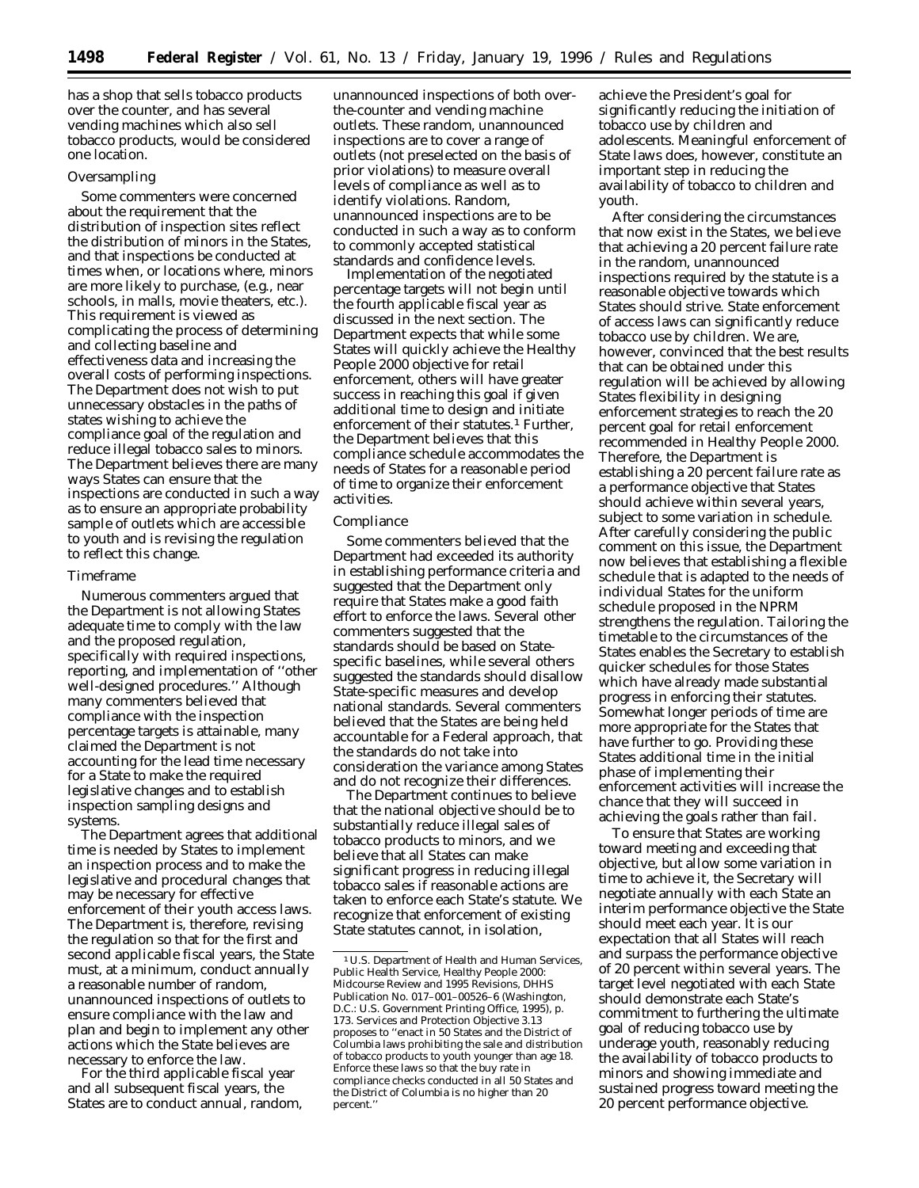has a shop that sells tobacco products over the counter, and has several vending machines which also sell tobacco products, would be considered one location.

*Oversampling*

Some commenters were concerned about the requirement that the distribution of inspection sites reflect the distribution of minors in the States, and that inspections be conducted at times when, or locations where, minors are more likely to purchase, (e.g., near schools, in malls, movie theaters, etc.). This requirement is viewed as complicating the process of determining and collecting baseline and effectiveness data and increasing the overall costs of performing inspections. The Department does not wish to put unnecessary obstacles in the paths of states wishing to achieve the compliance goal of the regulation and reduce illegal tobacco sales to minors. The Department believes there are many ways States can ensure that the inspections are conducted in such a way as to ensure an appropriate probability sample of outlets which are accessible to youth and is revising the regulation to reflect this change.

*Timeframe*

Numerous commenters argued that the Department is not allowing States adequate time to comply with the law and the proposed regulation, specifically with required inspections, reporting, and implementation of ''other well-designed procedures.'' Although many commenters believed that compliance with the inspection percentage targets is attainable, many claimed the Department is not accounting for the lead time necessary for a State to make the required legislative changes and to establish inspection sampling designs and systems.

The Department agrees that additional time is needed by States to implement an inspection process and to make the legislative and procedural changes that may be necessary for effective enforcement of their youth access laws. The Department is, therefore, revising the regulation so that for the first and second applicable fiscal years, the State must, at a minimum, conduct annually a reasonable number of random, unannounced inspections of outlets to ensure compliance with the law and plan and begin to implement any other actions which the State believes are necessary to enforce the law.

For the third applicable fiscal year and all subsequent fiscal years, the States are to conduct annual, random, unannounced inspections of both over-the-counter and vending machine outlets. These random, unannounced inspections are to cover a range of outlets (not preselected on the basis of prior violations) to measure overall levels of compliance as well as to identify violations. Random, unannounced inspections are to be conducted in such a way as to conform to commonly accepted statistical standards and confidence levels.

Implementation of the negotiated percentage targets will not begin until the fourth applicable fiscal year as discussed in the next section. The Department expects that while some States will quickly achieve the Healthy People 2000 objective for retail enforcement, others will have greater success in reaching this goal if given additional time to design and initiate enforcement of their statutes.[1] Further, the Department believes that this compliance schedule accommodates the needs of States for a reasonable period of time to organize their enforcement activities.

*Compliance*

Some commenters believed that the Department had exceeded its authority in establishing performance criteria and suggested that the Department only require that States make a good faith effort to enforce the laws. Several other commenters suggested that the standards should be based on State-specific baselines, while several others suggested the standards should disallow State-specific measures and develop national standards. Several commenters believed that the States are being held accountable for a Federal approach, that the standards do not take into consideration the variance among States and do not recognize their differences.

The Department continues to believe that the national objective should be to substantially reduce illegal sales of tobacco products to minors, and we believe that all States can make significant progress in reducing illegal tobacco sales if reasonable actions are taken to enforce each State's statute. We recognize that enforcement of existing State statutes cannot, in isolation, achieve the President's goal for significantly reducing the initiation of tobacco use by children and adolescents. Meaningful enforcement of State laws does, however, constitute an important step in reducing the availability of tobacco to children and youth.

After considering the circumstances that now exist in the States, we believe that achieving a 20 percent failure rate in the random, unannounced inspections required by the statute is a reasonable objective towards which States should strive. State enforcement of access laws can significantly reduce tobacco use by children. We are, however, convinced that the best results that can be obtained under this regulation will be achieved by allowing States flexibility in designing enforcement strategies to reach the 20 percent goal for retail enforcement recommended in Healthy People 2000. Therefore, the Department is establishing a 20 percent failure rate as a performance objective that States should achieve within several years, subject to some variation in schedule. After carefully considering the public comment on this issue, the Department now believes that establishing a flexible schedule that is adapted to the needs of individual States for the uniform schedule proposed in the NPRM strengthens the regulation. Tailoring the timetable to the circumstances of the States enables the Secretary to establish quicker schedules for those States which have already made substantial progress in enforcing their statutes. Somewhat longer periods of time are more appropriate for the States that have further to go. Providing these States additional time in the initial phase of implementing their enforcement activities will increase the chance that they will succeed in achieving the goals rather than fail.

To ensure that States are working toward meeting and exceeding that objective, but allow some variation in time to achieve it, the Secretary will negotiate annually with each State an interim performance objective the State should meet each year. It is our expectation that all States will reach and surpass the performance objective of 20 percent within several years. The target level negotiated with each State should demonstrate each State's commitment to furthering the ultimate goal of reducing tobacco use by underage youth, reasonably reducing the availability of tobacco products to minors and showing immediate and sustained progress toward meeting the 20 percent performance objective.

[1] U.S. Department of Health and Human Services, Public Health Service, Healthy People 2000: Midcourse Review and 1995 Revisions, DHHS Publication No. 017–001–00526–6 (Washington, D.C.: U.S. Government Printing Office, 1995), p. 173. Services and Protection Objective 3.13 proposes to ''enact in 50 States and the District of Columbia laws prohibiting the sale and distribution of tobacco products to youth younger than age 18. Enforce these laws so that the buy rate in compliance checks conducted in all 50 States and the District of Columbia is no higher than 20 percent.''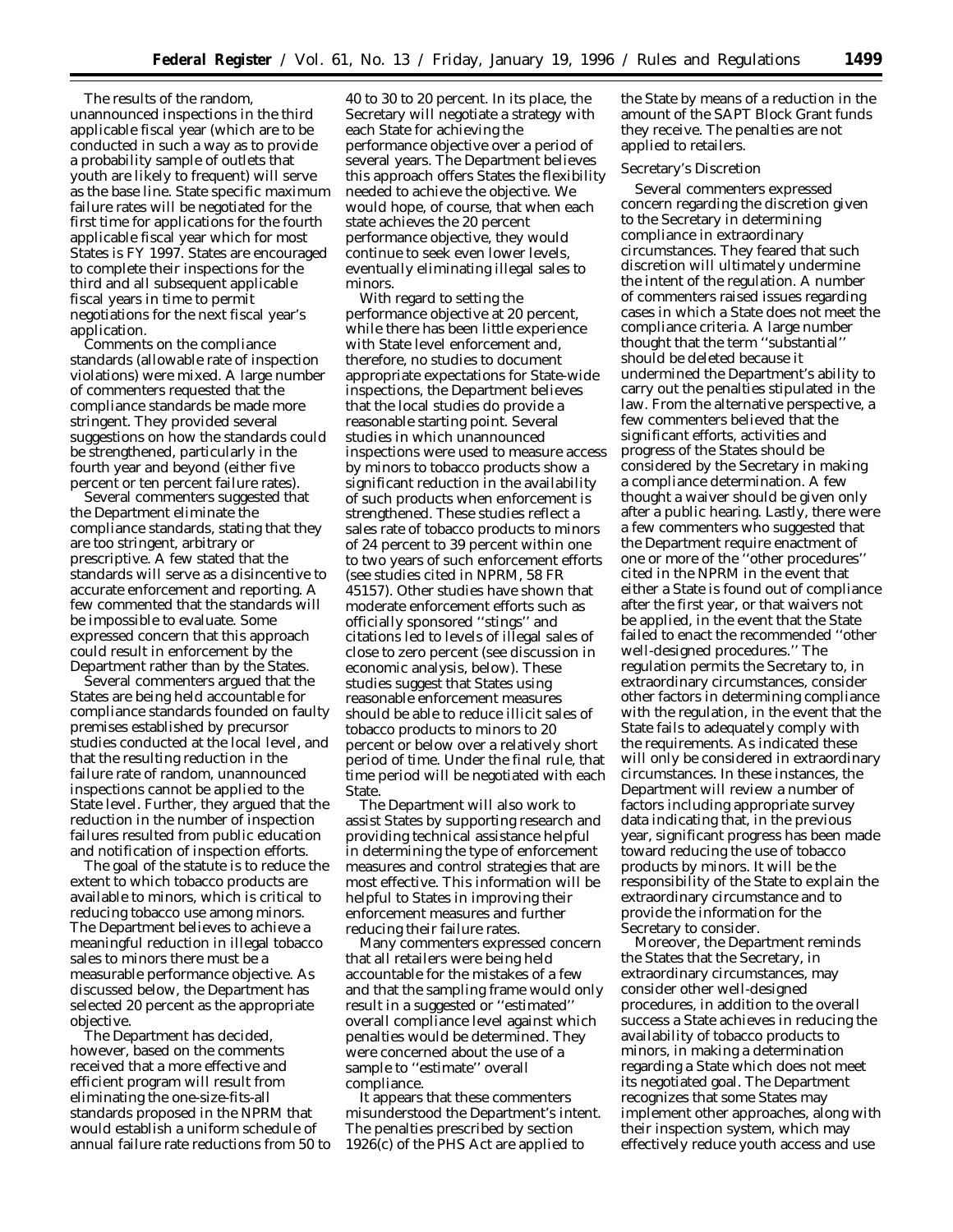The results of the random, unannounced inspections in the third applicable fiscal year (which are to be conducted in such a way as to provide a probability sample of outlets that youth are likely to frequent) will serve as the base line. State specific maximum failure rates will be negotiated for the first time for applications for the fourth applicable fiscal year which for most States is FY 1997. States are encouraged to complete their inspections for the third and all subsequent applicable fiscal years in time to permit negotiations for the next fiscal year's application.

Comments on the compliance standards (allowable rate of inspection violations) were mixed. A large number of commenters requested that the compliance standards be made more stringent. They provided several suggestions on how the standards could be strengthened, particularly in the fourth year and beyond (either five percent or ten percent failure rates).

Several commenters suggested that the Department eliminate the compliance standards, stating that they are too stringent, arbitrary or prescriptive. A few stated that the standards will serve as a disincentive to accurate enforcement and reporting. A few commented that the standards will be impossible to evaluate. Some expressed concern that this approach could result in enforcement by the Department rather than by the States.

Several commenters argued that the States are being held accountable for compliance standards founded on faulty premises established by precursor studies conducted at the local level, and that the resulting reduction in the failure rate of random, unannounced inspections cannot be applied to the State level. Further, they argued that the reduction in the number of inspection failures resulted from public education and notification of inspection efforts.

The goal of the statute is to reduce the extent to which tobacco products are available to minors, which is critical to reducing tobacco use among minors. The Department believes to achieve a meaningful reduction in illegal tobacco sales to minors there must be a measurable performance objective. As discussed below, the Department has selected 20 percent as the appropriate objective.

The Department has decided, however, based on the comments received that a more effective and efficient program will result from eliminating the one-size-fits-all standards proposed in the NPRM that would establish a uniform schedule of annual failure rate reductions from 50 to 40 to 30 to 20 percent. In its place, the Secretary will negotiate a strategy with each State for achieving the performance objective over a period of several years. The Department believes this approach offers States the flexibility needed to achieve the objective. We would hope, of course, that when each state achieves the 20 percent performance objective, they would continue to seek even lower levels, eventually eliminating illegal sales to minors.

With regard to setting the performance objective at 20 percent, while there has been little experience with State level enforcement and, therefore, no studies to document appropriate expectations for State-wide inspections, the Department believes that the local studies do provide a reasonable starting point. Several studies in which unannounced inspections were used to measure access by minors to tobacco products show a significant reduction in the availability of such products when enforcement is strengthened. These studies reflect a sales rate of tobacco products to minors of 24 percent to 39 percent within one to two years of such enforcement efforts (see studies cited in NPRM, 58 FR 45157). Other studies have shown that moderate enforcement efforts such as officially sponsored ''stings'' and citations led to levels of illegal sales of close to zero percent (see discussion in economic analysis, below). These studies suggest that States using reasonable enforcement measures should be able to reduce illicit sales of tobacco products to minors to 20 percent or below over a relatively short period of time. Under the final rule, that time period will be negotiated with each State.

The Department will also work to assist States by supporting research and providing technical assistance helpful in determining the type of enforcement measures and control strategies that are most effective. This information will be helpful to States in improving their enforcement measures and further reducing their failure rates.

Many commenters expressed concern that all retailers were being held accountable for the mistakes of a few and that the sampling frame would only result in a suggested or ''estimated'' overall compliance level against which penalties would be determined. They were concerned about the use of a sample to ''estimate'' overall compliance.

It appears that these commenters misunderstood the Department's intent. The penalties prescribed by section 1926(c) of the PHS Act are applied to the State by means of a reduction in the amount of the SAPT Block Grant funds they receive. The penalties are not applied to retailers.

*Secretary's Discretion*

Several commenters expressed concern regarding the discretion given to the Secretary in determining compliance in extraordinary circumstances. They feared that such discretion will ultimately undermine the intent of the regulation. A number of commenters raised issues regarding cases in which a State does not meet the compliance criteria. A large number thought that the term ''substantial'' should be deleted because it undermined the Department's ability to carry out the penalties stipulated in the law. From the alternative perspective, a few commenters believed that the significant efforts, activities and progress of the States should be considered by the Secretary in making a compliance determination. A few thought a waiver should be given only after a public hearing. Lastly, there were a few commenters who suggested that the Department require enactment of one or more of the ''other procedures'' cited in the NPRM in the event that either a State is found out of compliance after the first year, or that waivers not be applied, in the event that the State failed to enact the recommended ''other well-designed procedures.'' The regulation permits the Secretary to, in extraordinary circumstances, consider other factors in determining compliance with the regulation, in the event that the State fails to adequately comply with the requirements. As indicated these will only be considered in extraordinary circumstances. In these instances, the Department will review a number of factors including appropriate survey data indicating that, in the previous year, significant progress has been made toward reducing the use of tobacco products by minors. It will be the responsibility of the State to explain the extraordinary circumstance and to provide the information for the Secretary to consider.

Moreover, the Department reminds the States that the Secretary, in extraordinary circumstances, may consider other well-designed procedures, in addition to the overall success a State achieves in reducing the availability of tobacco products to minors, in making a determination regarding a State which does not meet its negotiated goal. The Department recognizes that some States may implement other approaches, along with their inspection system, which may effectively reduce youth access and use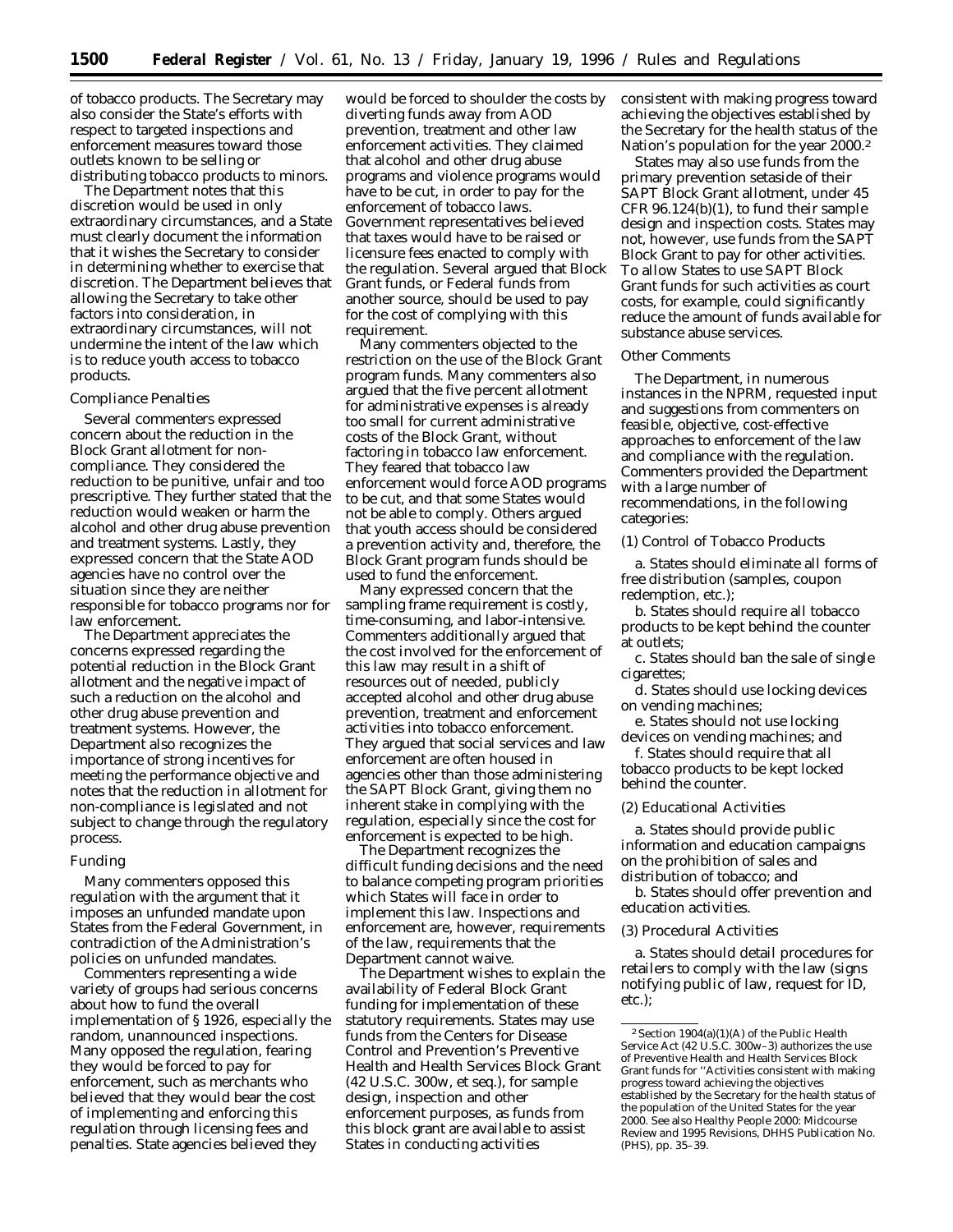of tobacco products. The Secretary may also consider the State's efforts with respect to targeted inspections and enforcement measures toward those outlets known to be selling or distributing tobacco products to minors.

The Department notes that this discretion would be used in only extraordinary circumstances, and a State must clearly document the information that it wishes the Secretary to consider in determining whether to exercise that discretion. The Department believes that allowing the Secretary to take other factors into consideration, in extraordinary circumstances, will not undermine the intent of the law which is to reduce youth access to tobacco products.

*Compliance Penalties*

Several commenters expressed concern about the reduction in the Block Grant allotment for non-compliance. They considered the reduction to be punitive, unfair and too prescriptive. They further stated that the reduction would weaken or harm the alcohol and other drug abuse prevention and treatment systems. Lastly, they expressed concern that the State AOD agencies have no control over the situation since they are neither responsible for tobacco programs nor for law enforcement.

The Department appreciates the concerns expressed regarding the potential reduction in the Block Grant allotment and the negative impact of such a reduction on the alcohol and other drug abuse prevention and treatment systems. However, the Department also recognizes the importance of strong incentives for meeting the performance objective and notes that the reduction in allotment for non-compliance is legislated and not subject to change through the regulatory process.

*Funding*

Many commenters opposed this regulation with the argument that it imposes an unfunded mandate upon States from the Federal Government, in contradiction of the Administration's policies on unfunded mandates.

Commenters representing a wide variety of groups had serious concerns about how to fund the overall implementation of § 1926, especially the random, unannounced inspections. Many opposed the regulation, fearing they would be forced to pay for enforcement, such as merchants who believed that they would bear the cost of implementing and enforcing this regulation through licensing fees and penalties. State agencies believed they would be forced to shoulder the costs by diverting funds away from AOD prevention, treatment and other law enforcement activities. They claimed that alcohol and other drug abuse programs and violence programs would have to be cut, in order to pay for the enforcement of tobacco laws. Government representatives believed that taxes would have to be raised or licensure fees enacted to comply with the regulation. Several argued that Block Grant funds, or Federal funds from another source, should be used to pay for the cost of complying with this requirement.

Many commenters objected to the restriction on the use of the Block Grant program funds. Many commenters also argued that the five percent allotment for administrative expenses is already too small for current administrative costs of the Block Grant, without factoring in tobacco law enforcement. They feared that tobacco law enforcement would force AOD programs to be cut, and that some States would not be able to comply. Others argued that youth access should be considered a prevention activity and, therefore, the Block Grant program funds should be used to fund the enforcement.

Many expressed concern that the sampling frame requirement is costly, time-consuming, and labor-intensive. Commenters additionally argued that the cost involved for the enforcement of this law may result in a shift of resources out of needed, publicly accepted alcohol and other drug abuse prevention, treatment and enforcement activities into tobacco enforcement. They argued that social services and law enforcement are often housed in agencies other than those administering the SAPT Block Grant, giving them no inherent stake in complying with the regulation, especially since the cost for enforcement is expected to be high.

The Department recognizes the difficult funding decisions and the need to balance competing program priorities which States will face in order to implement this law. Inspections and enforcement are, however, requirements of the law, requirements that the Department cannot waive.

The Department wishes to explain the availability of Federal Block Grant funding for implementation of these statutory requirements. States may use funds from the Centers for Disease Control and Prevention's Preventive Health and Health Services Block Grant (42 U.S.C. 300w, et seq.), for sample design, inspection and other enforcement purposes, as funds from this block grant are available to assist States in conducting activities consistent with making progress toward achieving the objectives established by the Secretary for the health status of the Nation's population for the year 2000.[2]

States may also use funds from the primary prevention setaside of their SAPT Block Grant allotment, under 45 CFR 96.124(b)(1), to fund their sample design and inspection costs. States may not, however, use funds from the SAPT Block Grant to pay for other activities. To allow States to use SAPT Block Grant funds for such activities as court costs, for example, could significantly reduce the amount of funds available for substance abuse services.

*Other Comments*

The Department, in numerous instances in the NPRM, requested input and suggestions from commenters on feasible, objective, cost-effective approaches to enforcement of the law and compliance with the regulation. Commenters provided the Department with a large number of recommendations, in the following categories:

(1) Control of Tobacco Products

a. States should eliminate all forms of free distribution (samples, coupon redemption, etc.);

b. States should require all tobacco products to be kept behind the counter at outlets;

c. States should ban the sale of single cigarettes;

d. States should use locking devices on vending machines;

e. States should not use locking devices on vending machines; and

f. States should require that all tobacco products to be kept locked behind the counter.

(2) Educational Activities

a. States should provide public information and education campaigns on the prohibition of sales and distribution of tobacco; and

b. States should offer prevention and education activities.

(3) Procedural Activities

a. States should detail procedures for retailers to comply with the law (signs notifying public of law, request for ID, etc.);

---

[2] Section 1904(a)(1)(A) of the Public Health Service Act (42 U.S.C. 300w–3) authorizes the use of Preventive Health and Health Services Block Grant funds for "Activities consistent with making progress toward achieving the objectives established by the Secretary for the health status of the population of the United States for the year 2000. See also Healthy People 2000: Midcourse Review and 1995 Revisions, DHHS Publication No. (PHS), pp. 35–39.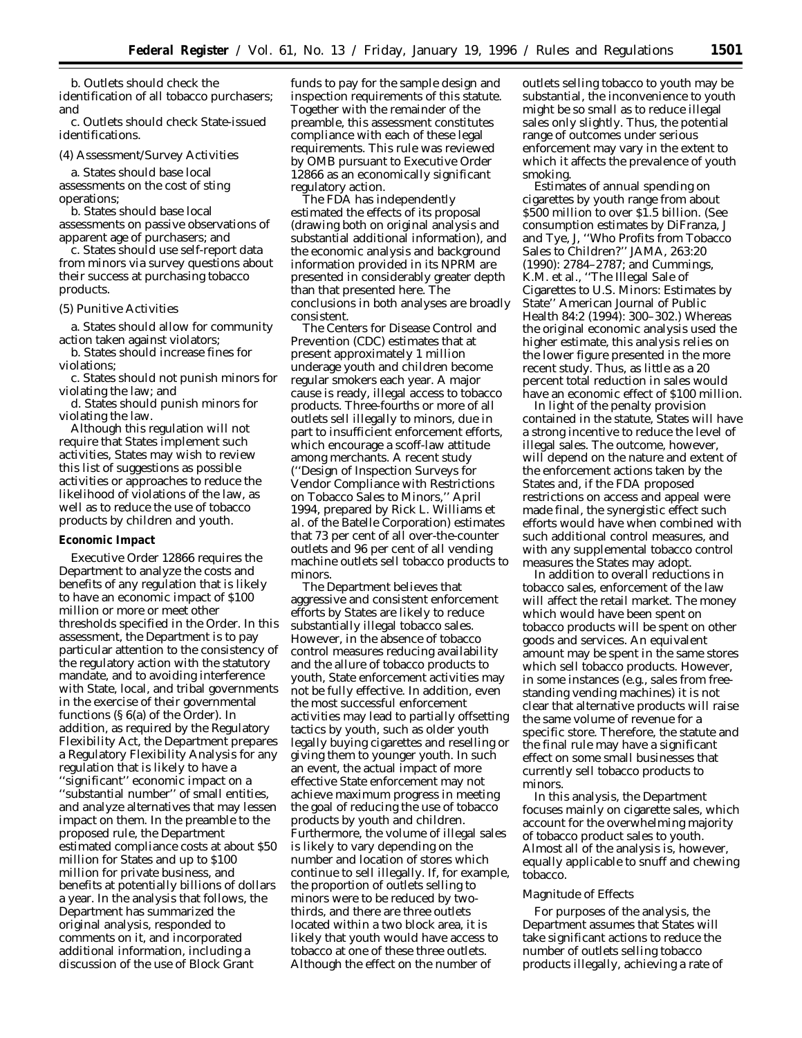b. Outlets should check the identification of all tobacco purchasers; and

c. Outlets should check State-issued identifications.

(4) Assessment/Survey Activities

a. States should base local assessments on the cost of sting operations;

b. States should base local assessments on passive observations of apparent age of purchasers; and

c. States should use self-report data from minors via survey questions about their success at purchasing tobacco products.

(5) Punitive Activities

a. States should allow for community action taken against violators;

b. States should increase fines for violations;

c. States should not punish minors for violating the law; and

d. States should punish minors for violating the law.

Although this regulation will not require that States implement such activities, States may wish to review this list of suggestions as possible activities or approaches to reduce the likelihood of violations of the law, as well as to reduce the use of tobacco products by children and youth.

## Economic Impact

Executive Order 12866 requires the Department to analyze the costs and benefits of any regulation that is likely to have an economic impact of $100 million or more or meet other thresholds specified in the Order. In this assessment, the Department is to pay particular attention to the consistency of the regulatory action with the statutory mandate, and to avoiding interference with State, local, and tribal governments in the exercise of their governmental functions (§ 6(a) of the Order). In addition, as required by the Regulatory Flexibility Act, the Department prepares a Regulatory Flexibility Analysis for any regulation that is likely to have a ''significant'' economic impact on a ''substantial number'' of small entities, and analyze alternatives that may lessen impact on them. In the preamble to the proposed rule, the Department estimated compliance costs at about $50 million for States and up to $100 million for private business, and benefits at potentially billions of dollars a year. In the analysis that follows, the Department has summarized the original analysis, responded to comments on it, and incorporated additional information, including a discussion of the use of Block Grant funds to pay for the sample design and inspection requirements of this statute. Together with the remainder of the preamble, this assessment constitutes compliance with each of these legal requirements. This rule was reviewed by OMB pursuant to Executive Order 12866 as an economically significant regulatory action.

The FDA has independently estimated the effects of its proposal (drawing both on original analysis and substantial additional information), and the economic analysis and background information provided in its NPRM are presented in considerably greater depth than that presented here. The conclusions in both analyses are broadly consistent.

The Centers for Disease Control and Prevention (CDC) estimates that at present approximately 1 million underage youth and children become regular smokers each year. A major cause is ready, illegal access to tobacco products. Three-fourths or more of all outlets sell illegally to minors, due in part to insufficient enforcement efforts, which encourage a scoff-law attitude among merchants. A recent study (''Design of Inspection Surveys for Vendor Compliance with Restrictions on Tobacco Sales to Minors,'' April 1994, prepared by Rick L. Williams et al. of the Batelle Corporation) estimates that 73 per cent of all over-the-counter outlets and 96 per cent of all vending machine outlets sell tobacco products to minors.

The Department believes that aggressive and consistent enforcement efforts by States are likely to reduce substantially illegal tobacco sales. However, in the absence of tobacco control measures reducing availability and the allure of tobacco products to youth, State enforcement activities may not be fully effective. In addition, even the most successful enforcement activities may lead to partially offsetting tactics by youth, such as older youth legally buying cigarettes and reselling or giving them to younger youth. In such an event, the actual impact of more effective State enforcement may not achieve maximum progress in meeting the goal of reducing the use of tobacco products by youth and children. Furthermore, the volume of illegal sales is likely to vary depending on the number and location of stores which continue to sell illegally. If, for example, the proportion of outlets selling to minors were to be reduced by two-thirds, and there are three outlets located within a two block area, it is likely that youth would have access to tobacco at one of these three outlets. Although the effect on the number of outlets selling tobacco to youth may be substantial, the inconvenience to youth might be so small as to reduce illegal sales only slightly. Thus, the potential range of outcomes under serious enforcement may vary in the extent to which it affects the prevalence of youth smoking.

Estimates of annual spending on cigarettes by youth range from about $500 million to over $1.5 billion. (See consumption estimates by DiFranza, J and Tye, J, ''Who Profits from Tobacco Sales to Children?'' JAMA, 263:20 (1990): 2784–2787; and Cummings, K.M. et al., ''The Illegal Sale of Cigarettes to U.S. Minors: Estimates by State'' American Journal of Public Health 84:2 (1994): 300–302.) Whereas the original economic analysis used the higher estimate, this analysis relies on the lower figure presented in the more recent study. Thus, as little as a 20 percent total reduction in sales would have an economic effect of $100 million.

In light of the penalty provision contained in the statute, States will have a strong incentive to reduce the level of illegal sales. The outcome, however, will depend on the nature and extent of the enforcement actions taken by the States and, if the FDA proposed restrictions on access and appeal were made final, the synergistic effect such efforts would have when combined with such additional control measures, and with any supplemental tobacco control measures the States may adopt.

In addition to overall reductions in tobacco sales, enforcement of the law will affect the retail market. The money which would have been spent on tobacco products will be spent on other goods and services. An equivalent amount may be spent in the same stores which sell tobacco products. However, in some instances (e.g., sales from free-standing vending machines) it is not clear that alternative products will raise the same volume of revenue for a specific store. Therefore, the statute and the final rule may have a significant effect on some small businesses that currently sell tobacco products to minors.

In this analysis, the Department focuses mainly on cigarette sales, which account for the overwhelming majority of tobacco product sales to youth. Almost all of the analysis is, however, equally applicable to snuff and chewing tobacco.

### Magnitude of Effects

For purposes of the analysis, the Department assumes that States will take significant actions to reduce the number of outlets selling tobacco products illegally, achieving a rate of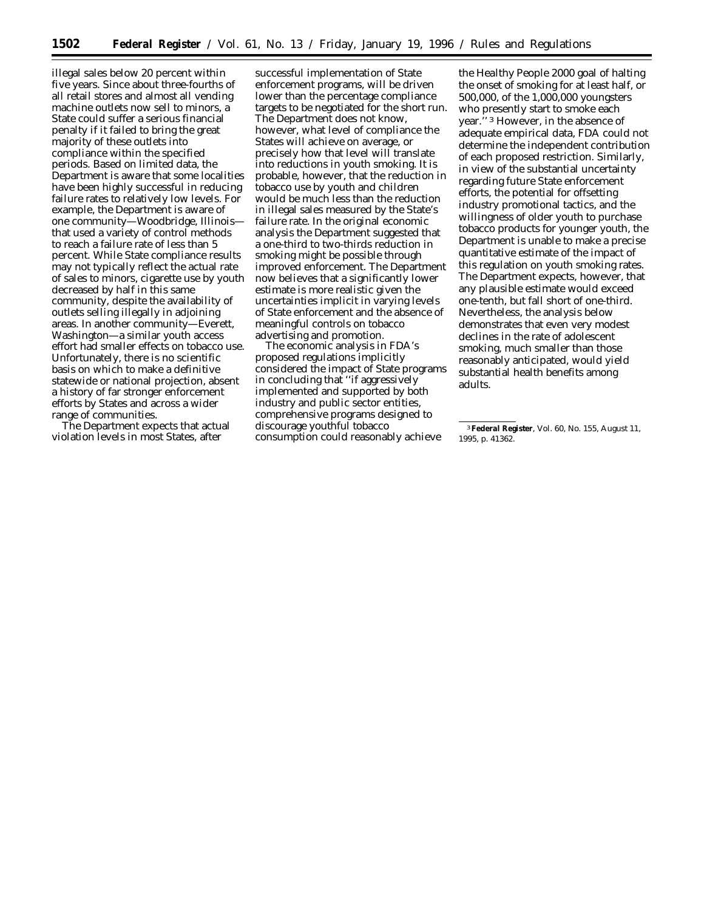illegal sales below 20 percent within five years. Since about three-fourths of all retail stores and almost all vending machine outlets now sell to minors, a State could suffer a serious financial penalty if it failed to bring the great majority of these outlets into compliance within the specified periods. Based on limited data, the Department is aware that some localities have been highly successful in reducing failure rates to relatively low levels. For example, the Department is aware of one community—Woodbridge, Illinois—that used a variety of control methods to reach a failure rate of less than 5 percent. While State compliance results may not typically reflect the actual rate of sales to minors, cigarette use by youth decreased by half in this same community, despite the availability of outlets selling illegally in adjoining areas. In another community—Everett, Washington—a similar youth access effort had smaller effects on tobacco use. Unfortunately, there is no scientific basis on which to make a definitive statewide or national projection, absent a history of far stronger enforcement efforts by States and across a wider range of communities.

The Department expects that actual violation levels in most States, after successful implementation of State enforcement programs, will be driven lower than the percentage compliance targets to be negotiated for the short run. The Department does not know, however, what level of compliance the States will achieve on average, or precisely how that level will translate into reductions in youth smoking. It is probable, however, that the reduction in tobacco use by youth and children would be much less than the reduction in illegal sales measured by the State's failure rate. In the original economic analysis the Department suggested that a one-third to two-thirds reduction in smoking might be possible through improved enforcement. The Department now believes that a significantly lower estimate is more realistic given the uncertainties implicit in varying levels of State enforcement and the absence of meaningful controls on tobacco advertising and promotion.

The economic analysis in FDA's proposed regulations implicitly considered the impact of State programs in concluding that ''if aggressively implemented and supported by both industry and public sector entities, comprehensive programs designed to discourage youthful tobacco consumption could reasonably achieve the Healthy People 2000 goal of halting the onset of smoking for at least half, or 500,000, of the 1,000,000 youngsters who presently start to smoke each year.''[3] However, in the absence of adequate empirical data, FDA could not determine the independent contribution of each proposed restriction. Similarly, in view of the substantial uncertainty regarding future State enforcement efforts, the potential for offsetting industry promotional tactics, and the willingness of older youth to purchase tobacco products for younger youth, the Department is unable to make a precise quantitative estimate of the impact of this regulation on youth smoking rates. The Department expects, however, that any plausible estimate would exceed one-tenth, but fall short of one-third. Nevertheless, the analysis below demonstrates that even very modest declines in the rate of adolescent smoking, much smaller than those reasonably anticipated, would yield substantial health benefits among adults.

[3] *Federal Register*, Vol. 60, No. 155, August 11, 1995, p. 41362.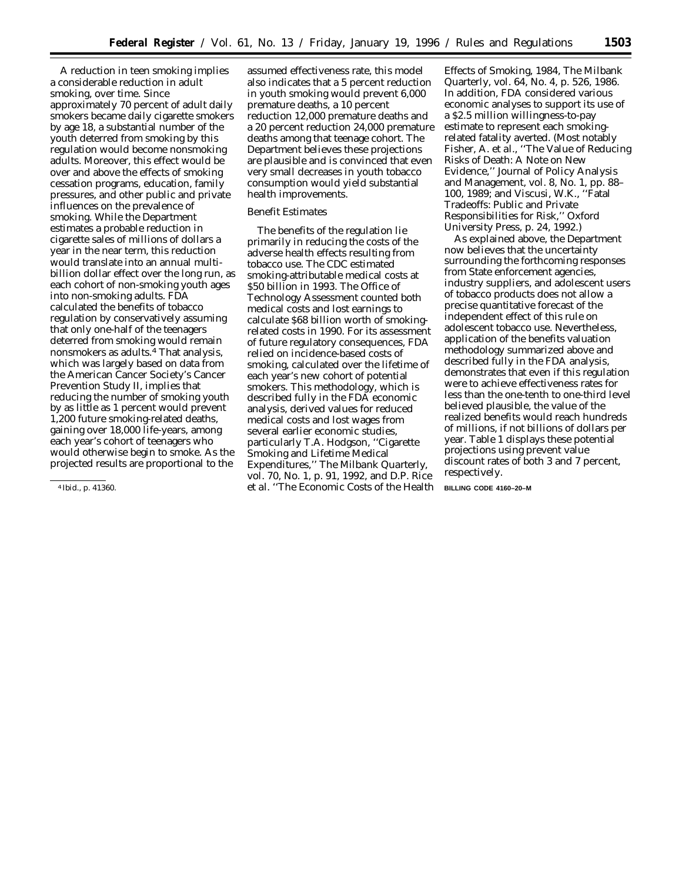A reduction in teen smoking implies a considerable reduction in adult smoking, over time. Since approximately 70 percent of adult daily smokers became daily cigarette smokers by age 18, a substantial number of the youth deterred from smoking by this regulation would become nonsmoking adults. Moreover, this effect would be over and above the effects of smoking cessation programs, education, family pressures, and other public and private influences on the prevalence of smoking. While the Department estimates a probable reduction in cigarette sales of millions of dollars a year in the near term, this reduction would translate into an annual multi-billion dollar effect over the long run, as each cohort of non-smoking youth ages into non-smoking adults. FDA calculated the benefits of tobacco regulation by conservatively assuming that only one-half of the teenagers deterred from smoking would remain nonsmokers as adults.[4] That analysis, which was largely based on data from the American Cancer Society's Cancer Prevention Study II, implies that reducing the number of smoking youth by as little as 1 percent would prevent 1,200 future smoking-related deaths, gaining over 18,000 life-years, among each year's cohort of teenagers who would otherwise begin to smoke. As the projected results are proportional to the assumed effectiveness rate, this model also indicates that a 5 percent reduction in youth smoking would prevent 6,000 premature deaths, a 10 percent reduction 12,000 premature deaths and a 20 percent reduction 24,000 premature deaths among that teenage cohort. The Department believes these projections are plausible and is convinced that even very small decreases in youth tobacco consumption would yield substantial health improvements.

*Benefit Estimates*

The benefits of the regulation lie primarily in reducing the costs of the adverse health effects resulting from tobacco use. The CDC estimated smoking-attributable medical costs at $50 billion in 1993. The Office of Technology Assessment counted both medical costs and lost earnings to calculate $68 billion worth of smoking-related costs in 1990. For its assessment of future regulatory consequences, FDA relied on incidence-based costs of smoking, calculated over the lifetime of each year's new cohort of potential smokers. This methodology, which is described fully in the FDA economic analysis, derived values for reduced medical costs and lost wages from several earlier economic studies, particularly T.A. Hodgson, ''Cigarette Smoking and Lifetime Medical Expenditures,'' *The Milbank Quarterly*, vol. 70, No. 1, p. 91, 1992, and D.P. Rice et al. ''The Economic Costs of the Health Effects of Smoking, 1984, The Milbank Quarterly, vol. 64, No. 4, p. 526, 1986. In addition, FDA considered various economic analyses to support its use of a $2.5 million willingness-to-pay estimate to represent each smoking-related fatality averted. (Most notably Fisher, A. et al., ''The Value of Reducing Risks of Death: A Note on New Evidence,'' Journal of Policy Analysis and Management, vol. 8, No. 1, pp. 88–100, 1989; and Viscusi, W.K., ''Fatal Tradeoffs: Public and Private Responsibilities for Risk,'' Oxford University Press, p. 24, 1992.)

As explained above, the Department now believes that the uncertainty surrounding the forthcoming responses from State enforcement agencies, industry suppliers, and adolescent users of tobacco products does not allow a precise quantitative forecast of the independent effect of this rule on adolescent tobacco use. Nevertheless, application of the benefits valuation methodology summarized above and described fully in the FDA analysis, demonstrates that even if this regulation were to achieve effectiveness rates for less than the one-tenth to one-third level believed plausible, the value of the realized benefits would reach hundreds of millions, if not billions of dollars per year. Table 1 displays these potential projections using prevent value discount rates of both 3 and 7 percent, respectively.

[4] Ibid., p. 41360.

BILLING CODE 4160–20–M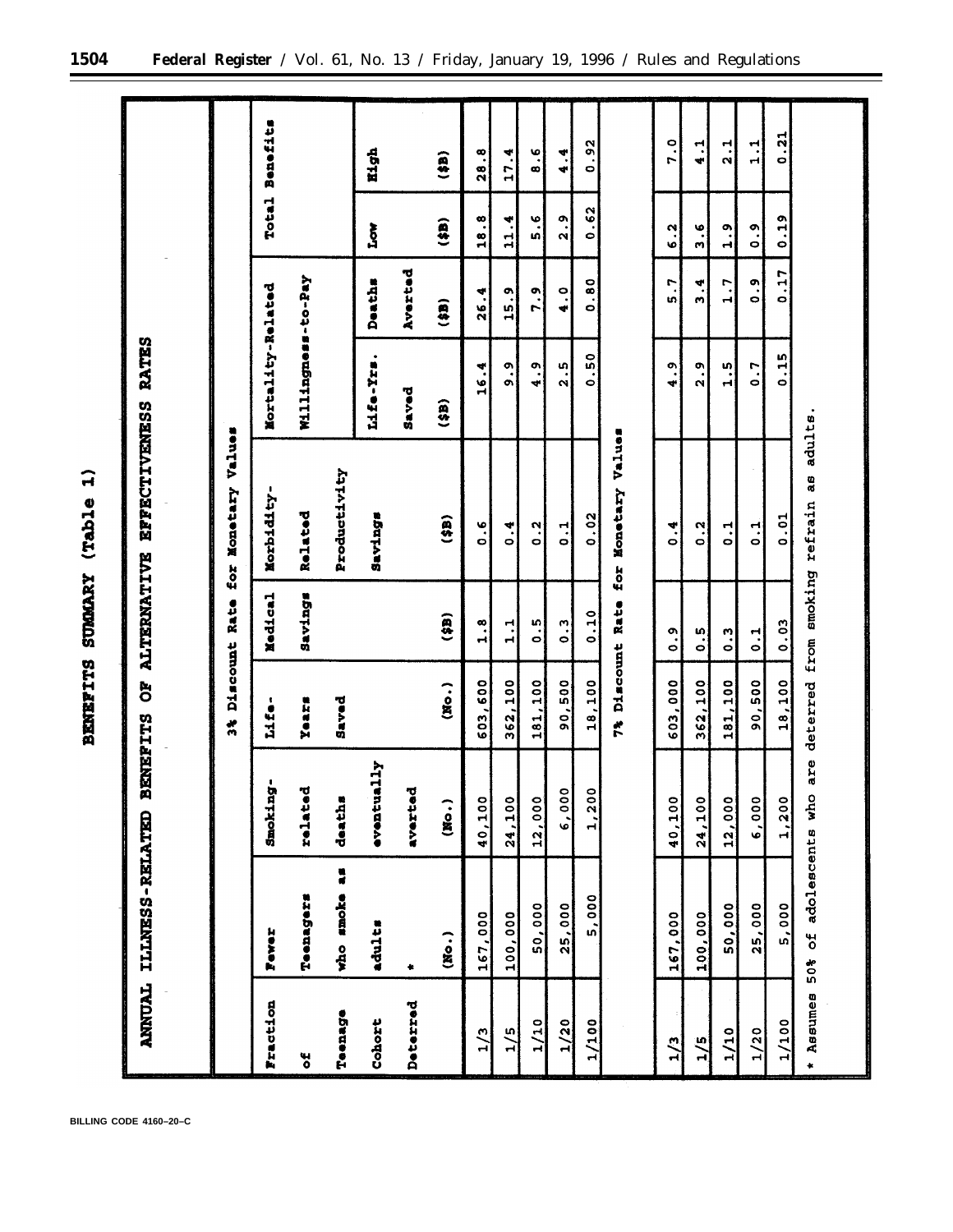## BENEFITS SUMMARY (Table 1)

### ANNUAL ILLNESS-RELATED BENEFITS OF ALTERNATIVE EFFECTIVENESS RATES

| Fraction of Teenage Cohort Deterred | Fewer Teenagers who smoke as adults * (No.) | Smoking-related deaths eventually averted (No.) | Life-Years Saved (No.) | Medical Savings ($B) | Morbidity-Related Productivity Savings ($B) | Mortality-Related Willingness-to-Pay: Life-Yrs. Saved ($B) | Mortality-Related Willingness-to-Pay: Deaths Averted ($B) | Total Benefits: Low ($B) | Total Benefits: High ($B) |
|---|---|---|---|---|---|---|---|---|---|
| **3% Discount Rate for Monetary Values** | | | | | | | | | |
| 1/3 | 167,000 | 40,100 | 603,600 | 1.8 | 0.6 | 16.4 | 26.4 | 18.8 | 28.8 |
| 1/5 | 100,000 | 24,100 | 362,100 | 1.1 | 0.4 | 9.9 | 15.9 | 11.4 | 17.4 |
| 1/10 | 50,000 | 12,000 | 181,100 | 0.5 | 0.2 | 4.9 | 7.9 | 5.6 | 8.6 |
| 1/20 | 25,000 | 6,000 | 90,500 | 0.3 | 0.1 | 2.5 | 4.0 | 2.9 | 4.4 |
| 1/100 | 5,000 | 1,200 | 18,100 | 0.10 | 0.02 | 0.50 | 0.80 | 0.62 | 0.92 |
| **7% Discount Rate for Monetary Values** | | | | | | | | | |
| 1/3 | 167,000 | 40,100 | 603,000 | 0.9 | 0.4 | 4.9 | 5.7 | 6.2 | 7.0 |
| 1/5 | 100,000 | 24,100 | 362,100 | 0.5 | 0.2 | 2.9 | 3.4 | 3.6 | 4.1 |
| 1/10 | 50,000 | 12,000 | 181,100 | 0.3 | 0.1 | 1.5 | 1.7 | 1.9 | 2.1 |
| 1/20 | 25,000 | 6,000 | 90,500 | 0.1 | 0.1 | 0.7 | 0.9 | 0.9 | 1.1 |
| 1/100 | 5,000 | 1,200 | 18,100 | 0.03 | 0.01 | 0.15 | 0.17 | 0.19 | 0.21 |

* Assumes 50% of adolescents who are deterred from smoking refrain as adults.

BILLING CODE 4160–20–C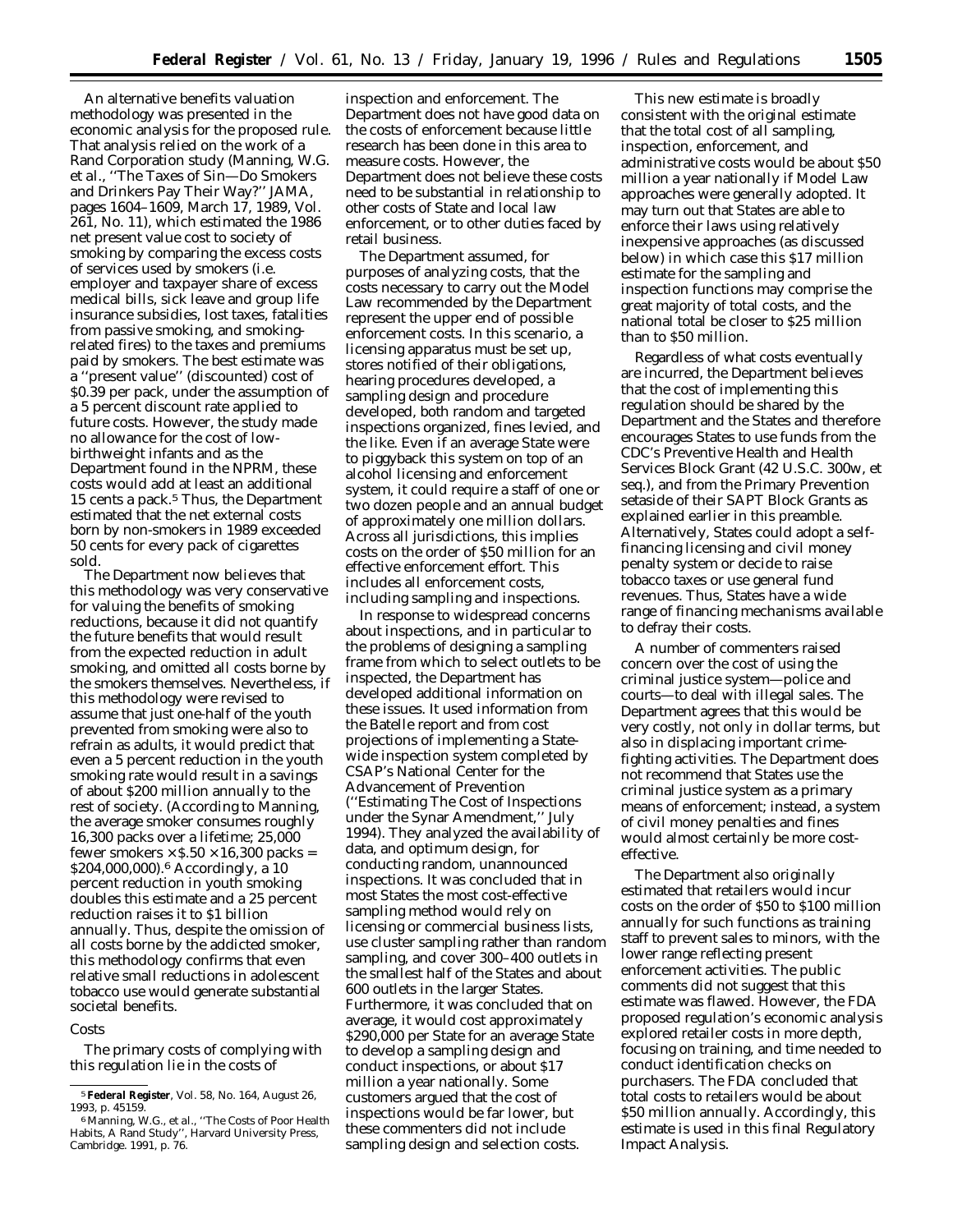An alternative benefits valuation methodology was presented in the economic analysis for the proposed rule. That analysis relied on the work of a Rand Corporation study (Manning, W.G. et al., ''The Taxes of Sin—Do Smokers and Drinkers Pay Their Way?'' JAMA, pages 1604–1609, March 17, 1989, Vol. 261, No. 11), which estimated the 1986 net present value cost to society of smoking by comparing the excess costs of services used by smokers (i.e. employer and taxpayer share of excess medical bills, sick leave and group life insurance subsidies, lost taxes, fatalities from passive smoking, and smoking-related fires) to the taxes and premiums paid by smokers. The best estimate was a ''present value'' (discounted) cost of $0.39 per pack, under the assumption of a 5 percent discount rate applied to future costs. However, the study made no allowance for the cost of low-birthweight infants and as the Department found in the NPRM, these costs would add at least an additional 15 cents a pack.[5] Thus, the Department estimated that the net external costs born by non-smokers in 1989 exceeded 50 cents for every pack of cigarettes sold.

The Department now believes that this methodology was very conservative for valuing the benefits of smoking reductions, because it did not quantify the future benefits that would result from the expected reduction in adult smoking, and omitted all costs borne by the smokers themselves. Nevertheless, if this methodology were revised to assume that just one-half of the youth prevented from smoking were also to refrain as adults, it would predict that even a 5 percent reduction in the youth smoking rate would result in a savings of about $200 million annually to the rest of society. (According to Manning, the average smoker consumes roughly 16,300 packs over a lifetime; 25,000 fewer smokers × $.50 × 16,300 packs = $204,000,000).[6] Accordingly, a 10 percent reduction in youth smoking doubles this estimate and a 25 percent reduction raises it to $1 billion annually. Thus, despite the omission of all costs borne by the addicted smoker, this methodology confirms that even relative small reductions in adolescent tobacco use would generate substantial societal benefits.

*Costs*

The primary costs of complying with this regulation lie in the costs of inspection and enforcement. The Department does not have good data on the costs of enforcement because little research has been done in this area to measure costs. However, the Department does not believe these costs need to be substantial in relationship to other costs of State and local law enforcement, or to other duties faced by retail business.

The Department assumed, for purposes of analyzing costs, that the costs necessary to carry out the Model Law recommended by the Department represent the upper end of possible enforcement costs. In this scenario, a licensing apparatus must be set up, stores notified of their obligations, hearing procedures developed, a sampling design and procedure developed, both random and targeted inspections organized, fines levied, and the like. Even if an average State were to piggyback this system on top of an alcohol licensing and enforcement system, it could require a staff of one or two dozen people and an annual budget of approximately one million dollars. Across all jurisdictions, this implies costs on the order of $50 million for an effective enforcement effort. This includes all enforcement costs, including sampling and inspections.

In response to widespread concerns about inspections, and in particular to the problems of designing a sampling frame from which to select outlets to be inspected, the Department has developed additional information on these issues. It used information from the Batelle report and from cost projections of implementing a State-wide inspection system completed by CSAP's National Center for the Advancement of Prevention (''Estimating The Cost of Inspections under the Synar Amendment,'' July 1994). They analyzed the availability of data, and optimum design, for conducting random, unannounced inspections. It was concluded that in most States the most cost-effective sampling method would rely on licensing or commercial business lists, use cluster sampling rather than random sampling, and cover 300–400 outlets in the smallest half of the States and about 600 outlets in the larger States. Furthermore, it was concluded that on average, it would cost approximately $290,000 per State for an average State to develop a sampling design and conduct inspections, or about $17 million a year nationally. Some customers argued that the cost of inspections would be far lower, but these commenters did not include sampling design and selection costs.

This new estimate is broadly consistent with the original estimate that the total cost of all sampling, inspection, enforcement, and administrative costs would be about $50 million a year nationally if Model Law approaches were generally adopted. It may turn out that States are able to enforce their laws using relatively inexpensive approaches (as discussed below) in which case this $17 million estimate for the sampling and inspection functions may comprise the great majority of total costs, and the national total be closer to $25 million than to $50 million.

Regardless of what costs eventually are incurred, the Department believes that the cost of implementing this regulation should be shared by the Department and the States and therefore encourages States to use funds from the CDC's Preventive Health and Health Services Block Grant (42 U.S.C. 300w, et seq.), and from the Primary Prevention setaside of their SAPT Block Grants as explained earlier in this preamble. Alternatively, States could adopt a self-financing licensing and civil money penalty system or decide to raise tobacco taxes or use general fund revenues. Thus, States have a wide range of financing mechanisms available to defray their costs.

A number of commenters raised concern over the cost of using the criminal justice system—police and courts—to deal with illegal sales. The Department agrees that this would be very costly, not only in dollar terms, but also in displacing important crime-fighting activities. The Department does not recommend that States use the criminal justice system as a primary means of enforcement; instead, a system of civil money penalties and fines would almost certainly be more cost-effective.

The Department also originally estimated that retailers would incur costs on the order of $50 to $100 million annually for such functions as training staff to prevent sales to minors, with the lower range reflecting present enforcement activities. The public comments did not suggest that this estimate was flawed. However, the FDA proposed regulation's economic analysis explored retailer costs in more depth, focusing on training, and time needed to conduct identification checks on purchasers. The FDA concluded that total costs to retailers would be about $50 million annually. Accordingly, this estimate is used in this final Regulatory Impact Analysis.

[5] *Federal Register*, Vol. 58, No. 164, August 26, 1993, p. 45159.

[6] Manning, W.G., et al., ''The Costs of Poor Health Habits, A Rand Study'', Harvard University Press, Cambridge. 1991, p. 76.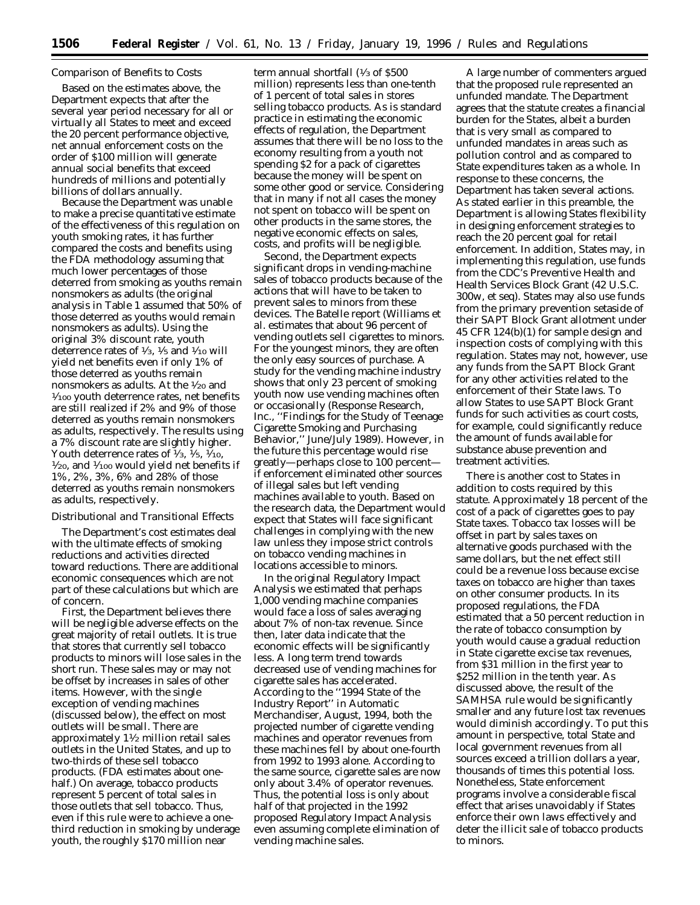### Comparison of Benefits to Costs

Based on the estimates above, the Department expects that after the several year period necessary for all or virtually all States to meet and exceed the 20 percent performance objective, net annual enforcement costs on the order of $100 million will generate annual social benefits that exceed hundreds of millions and potentially billions of dollars annually.

Because the Department was unable to make a precise quantitative estimate of the effectiveness of this regulation on youth smoking rates, it has further compared the costs and benefits using the FDA methodology assuming that much lower percentages of those deterred from smoking as youths remain nonsmokers as adults (the original analysis in Table 1 assumed that 50% of those deterred as youths would remain nonsmokers as adults). Using the original 3% discount rate, youth deterrence rates of 1⁄3, 1⁄5 and 1⁄10 will yield net benefits even if only 1% of those deterred as youths remain nonsmokers as adults. At the 1⁄20 and 1⁄100 youth deterrence rates, net benefits are still realized if 2% and 9% of those deterred as youths remain nonsmokers as adults, respectively. The results using a 7% discount rate are slightly higher. Youth deterrence rates of 1⁄3, 1⁄5, 1⁄10, 1⁄20, and 1⁄100 would yield net benefits if 1%, 2%, 3%, 6% and 28% of those deterred as youths remain nonsmokers as adults, respectively.

### Distributional and Transitional Effects

The Department's cost estimates deal with the ultimate effects of smoking reductions and activities directed toward reductions. There are additional economic consequences which are not part of these calculations but which are of concern.

First, the Department believes there will be negligible adverse effects on the great majority of retail outlets. It is true that stores that currently sell tobacco products to minors will lose sales in the short run. These sales may or may not be offset by increases in sales of other items. However, with the single exception of vending machines (discussed below), the effect on most outlets will be small. There are approximately 1½ million retail sales outlets in the United States, and up to two-thirds of these sell tobacco products. (FDA estimates about one-half.) On average, tobacco products represent 5 percent of total sales in those outlets that sell tobacco. Thus, even if this rule were to achieve a one-third reduction in smoking by underage youth, the roughly $170 million near term annual shortfall (1⁄3 of $500 million) represents less than one-tenth of 1 percent of total sales in stores selling tobacco products. As is standard practice in estimating the economic effects of regulation, the Department assumes that there will be no loss to the economy resulting from a youth not spending $2 for a pack of cigarettes because the money will be spent on some other good or service. Considering that in many if not all cases the money not spent on tobacco will be spent on other products in the same stores, the negative economic effects on sales, costs, and profits will be negligible.

Second, the Department expects significant drops in vending-machine sales of tobacco products because of the actions that will have to be taken to prevent sales to minors from these devices. The Batelle report (Williams et al. estimates that about 96 percent of vending outlets sell cigarettes to minors. For the youngest minors, they are often the only easy sources of purchase. A study for the vending machine industry shows that only 23 percent of smoking youth now use vending machines often or occasionally (Response Research, Inc., ''Findings for the Study of Teenage Cigarette Smoking and Purchasing Behavior,'' June/July 1989). However, in the future this percentage would rise greatly—perhaps close to 100 percent—if enforcement eliminated other sources of illegal sales but left vending machines available to youth. Based on the research data, the Department would expect that States will face significant challenges in complying with the new law unless they impose strict controls on tobacco vending machines in locations accessible to minors.

In the original Regulatory Impact Analysis we estimated that perhaps 1,000 vending machine companies would face a loss of sales averaging about 7% of non-tax revenue. Since then, later data indicate that the economic effects will be significantly less. A long term trend towards decreased use of vending machines for cigarette sales has accelerated. According to the ''1994 State of the Industry Report'' in Automatic Merchandiser, August, 1994, both the projected number of cigarette vending machines and operator revenues from these machines fell by about one-fourth from 1992 to 1993 alone. According to the same source, cigarette sales are now only about 3.4% of operator revenues. Thus, the potential loss is only about half of that projected in the 1992 proposed Regulatory Impact Analysis even assuming complete elimination of vending machine sales.

A large number of commenters argued that the proposed rule represented an unfunded mandate. The Department agrees that the statute creates a financial burden for the States, albeit a burden that is very small as compared to unfunded mandates in areas such as pollution control and as compared to State expenditures taken as a whole. In response to these concerns, the Department has taken several actions. As stated earlier in this preamble, the Department is allowing States flexibility in designing enforcement strategies to reach the 20 percent goal for retail enforcement. In addition, States may, in implementing this regulation, use funds from the CDC's Preventive Health and Health Services Block Grant (42 U.S.C. 300w, et seq). States may also use funds from the primary prevention setaside of their SAPT Block Grant allotment under 45 CFR 124(b)(1) for sample design and inspection costs of complying with this regulation. States may not, however, use any funds from the SAPT Block Grant for any other activities related to the enforcement of their State laws. To allow States to use SAPT Block Grant funds for such activities as court costs, for example, could significantly reduce the amount of funds available for substance abuse prevention and treatment activities.

There is another cost to States in addition to costs required by this statute. Approximately 18 percent of the cost of a pack of cigarettes goes to pay State taxes. Tobacco tax losses will be offset in part by sales taxes on alternative goods purchased with the same dollars, but the net effect still could be a revenue loss because excise taxes on tobacco are higher than taxes on other consumer products. In its proposed regulations, the FDA estimated that a 50 percent reduction in the rate of tobacco consumption by youth would cause a gradual reduction in State cigarette excise tax revenues, from $31 million in the first year to $252 million in the tenth year. As discussed above, the result of the SAMHSA rule would be significantly smaller and any future lost tax revenues would diminish accordingly. To put this amount in perspective, total State and local government revenues from all sources exceed a trillion dollars a year, thousands of times this potential loss. Nonetheless, State enforcement programs involve a considerable fiscal effect that arises unavoidably if States enforce their own laws effectively and deter the illicit sale of tobacco products to minors.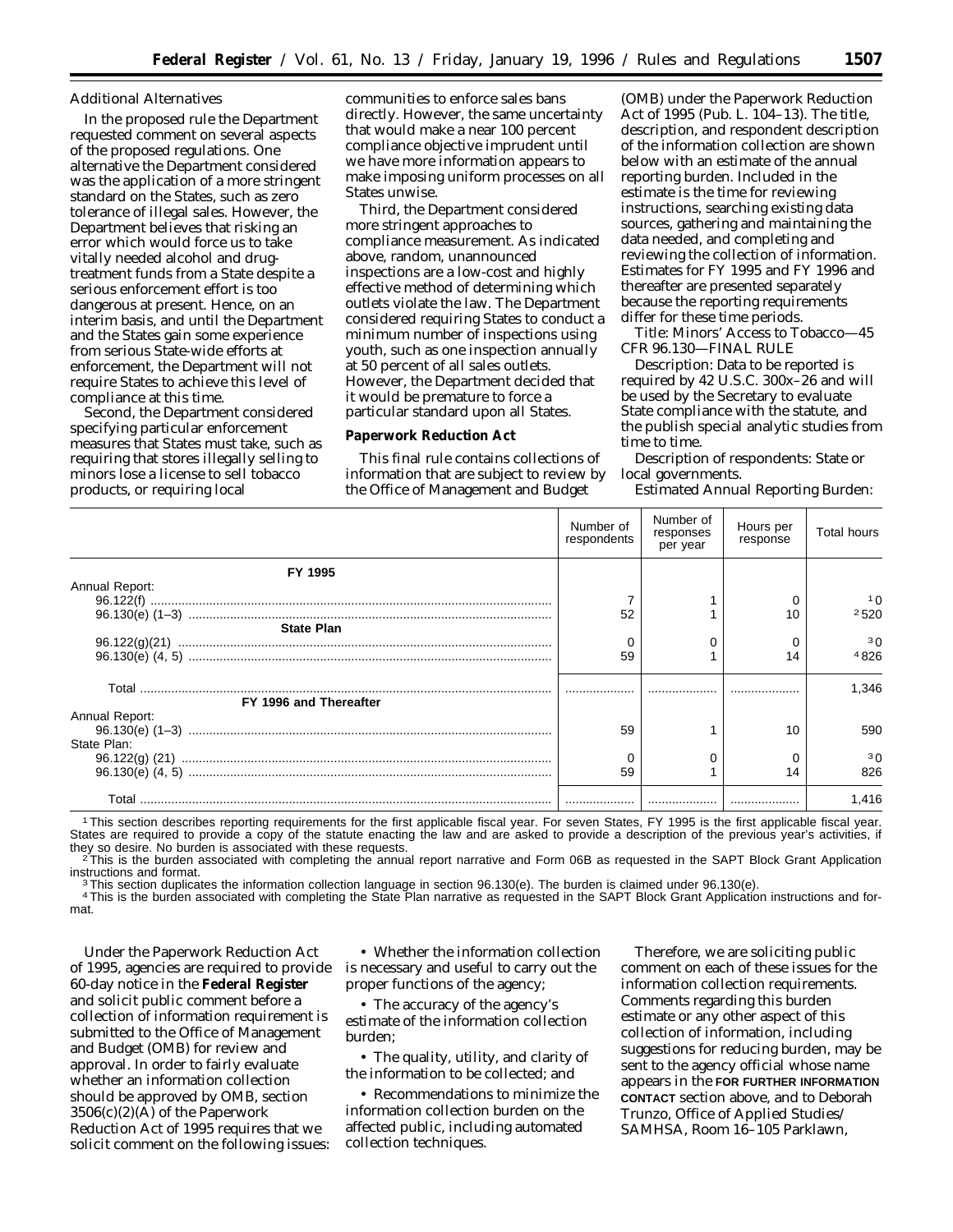## Additional Alternatives

In the proposed rule the Department requested comment on several aspects of the proposed regulations. One alternative the Department considered was the application of a more stringent standard on the States, such as zero tolerance of illegal sales. However, the Department believes that risking an error which would force us to take vitally needed alcohol and drug-treatment funds from a State despite a serious enforcement effort is too dangerous at present. Hence, on an interim basis, and until the Department and the States gain some experience from serious State-wide efforts at enforcement, the Department will not require States to achieve this level of compliance at this time.

Second, the Department considered specifying particular enforcement measures that States must take, such as requiring that stores illegally selling to minors lose a license to sell tobacco products, or requiring local communities to enforce sales bans directly. However, the same uncertainty that would make a near 100 percent compliance objective imprudent until we have more information appears to make imposing uniform processes on all States unwise.

Third, the Department considered more stringent approaches to compliance measurement. As indicated above, random, unannounced inspections are a low-cost and highly effective method of determining which outlets violate the law. The Department considered requiring States to conduct a minimum number of inspections using youth, such as one inspection annually at 50 percent of all sales outlets. However, the Department decided that it would be premature to force a particular standard upon all States.

## Paperwork Reduction Act

This final rule contains collections of information that are subject to review by the Office of Management and Budget (OMB) under the Paperwork Reduction Act of 1995 (Pub. L. 104–13). The title, description, and respondent description of the information collection are shown below with an estimate of the annual reporting burden. Included in the estimate is the time for reviewing instructions, searching existing data sources, gathering and maintaining the data needed, and completing and reviewing the collection of information. Estimates for FY 1995 and FY 1996 and thereafter are presented separately because the reporting requirements differ for these time periods.

Title: Minors' Access to Tobacco—45 CFR 96.130—FINAL RULE

Description: Data to be reported is required by 42 U.S.C. 300x–26 and will be used by the Secretary to evaluate State compliance with the statute, and the publish special analytic studies from time to time.

Description of respondents: State or local governments.

Estimated Annual Reporting Burden:

| | Number of respondents | Number of responses per year | Hours per response | Total hours |
|---|---|---|---|---|
| **FY 1995** | | | | |
| Annual Report: | | | | |
| 96.122(f) | 7 | 1 | 0 | [1] 0 |
| 96.130(e) (1–3) | 52 | 1 | 10 | [2] 520 |
| **State Plan** | | | | |
| 96.122(g)(21) | 0 | 0 | 0 | [3] 0 |
| 96.130(e) (4, 5) | 59 | 1 | 14 | [4] 826 |
| Total | .................... | .................... | .................... | 1,346 |
| **FY 1996 and Thereafter** | | | | |
| Annual Report: | | | | |
| 96.130(e) (1–3) | 59 | 1 | 10 | 590 |
| State Plan: | | | | |
| 96.122(g) (21) | 0 | 0 | 0 | [3] 0 |
| 96.130(e) (4, 5) | 59 | 1 | 14 | 826 |
| Total | .................... | .................... | .................... | 1,416 |

[1] This section describes reporting requirements for the first applicable fiscal year. For seven States, FY 1995 is the first applicable fiscal year. States are required to provide a copy of the statute enacting the law and are asked to provide a description of the previous year's activities, if they so desire. No burden is associated with these requests.

[2] This is the burden associated with completing the annual report narrative and Form 06B as requested in the SAPT Block Grant Application instructions and format.

[3] This section duplicates the information collection language in section 96.130(e). The burden is claimed under 96.130(e).

[4] This is the burden associated with completing the State Plan narrative as requested in the SAPT Block Grant Application instructions and format.

Under the Paperwork Reduction Act of 1995, agencies are required to provide 60-day notice in the **Federal Register** and solicit public comment before a collection of information requirement is submitted to the Office of Management and Budget (OMB) for review and approval. In order to fairly evaluate whether an information collection should be approved by OMB, section 3506(c)(2)(A) of the Paperwork Reduction Act of 1995 requires that we solicit comment on the following issues:

- Whether the information collection is necessary and useful to carry out the proper functions of the agency;
- The accuracy of the agency's estimate of the information collection burden;
- The quality, utility, and clarity of the information to be collected; and
- Recommendations to minimize the information collection burden on the affected public, including automated collection techniques.

Therefore, we are soliciting public comment on each of these issues for the information collection requirements. Comments regarding this burden estimate or any other aspect of this collection of information, including suggestions for reducing burden, may be sent to the agency official whose name appears in the **FOR FURTHER INFORMATION CONTACT** section above, and to Deborah Trunzo, Office of Applied Studies/SAMHSA, Room 16–105 Parklawn,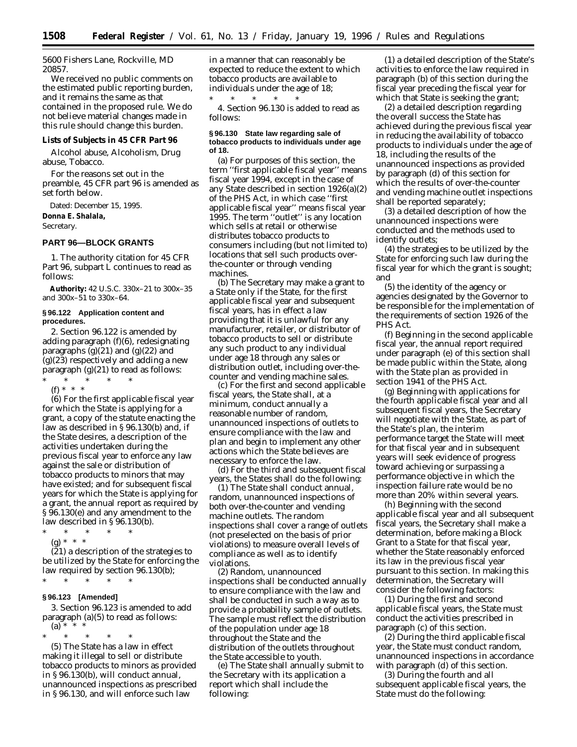5600 Fishers Lane, Rockville, MD 20857.

We received no public comments on the estimated public reporting burden, and it remains the same as that contained in the proposed rule. We do not believe material changes made in this rule should change this burden.

**Lists of Subjects in 45 CFR Part 96**

Alcohol abuse, Alcoholism, Drug abuse, Tobacco.

For the reasons set out in the preamble, 45 CFR part 96 is amended as set forth below.

Dated: December 15, 1995.

**Donna E. Shalala,**

*Secretary.*

**PART 96—BLOCK GRANTS**

1. The authority citation for 45 CFR Part 96, subpart L continues to read as follows:

**Authority:** 42 U.S.C. 330x–21 to 300x–35 and 300x–51 to 330x–64.

**§ 96.122 Application content and procedures.**

2. Section 96.122 is amended by adding paragraph (f)(6), redesignating paragraphs (g)(21) and (g)(22) and (g)(23) respectively and adding a new paragraph (g)(21) to read as follows:

\* \* \* \* \*

(f) \* \* \*

(6) For the first applicable fiscal year for which the State is applying for a grant, a copy of the statute enacting the law as described in § 96.130(b) and, if the State desires, a description of the activities undertaken during the previous fiscal year to enforce any law against the sale or distribution of tobacco products to minors that may have existed; and for subsequent fiscal years for which the State is applying for a grant, the annual report as required by § 96.130(e) and any amendment to the law described in § 96.130(b).

\* \* \* \* \*

(g) \* \* \*

(21) a description of the strategies to be utilized by the State for enforcing the law required by section 96.130(b);

\* \* \* \* \*

**§ 96.123 [Amended]**

3. Section 96.123 is amended to add paragraph (a)(5) to read as follows:

(a) \* \* \*

\* \* \* \* \*

(5) The State has a law in effect making it illegal to sell or distribute tobacco products to minors as provided in § 96.130(b), will conduct annual, unannounced inspections as prescribed in § 96.130, and will enforce such law in a manner that can reasonably be expected to reduce the extent to which tobacco products are available to individuals under the age of 18;

\* \* \* \* \*

4. Section 96.130 is added to read as follows:

**§ 96.130 State law regarding sale of tobacco products to individuals under age of 18.**

(a) For purposes of this section, the term ''first applicable fiscal year'' means fiscal year 1994, except in the case of any State described in section 1926(a)(2) of the PHS Act, in which case ''first applicable fiscal year'' means fiscal year 1995. The term ''outlet'' is any location which sells at retail or otherwise distributes tobacco products to consumers including (but not limited to) locations that sell such products over-the-counter or through vending machines.

(b) The Secretary may make a grant to a State only if the State, for the first applicable fiscal year and subsequent fiscal years, has in effect a law providing that it is unlawful for any manufacturer, retailer, or distributor of tobacco products to sell or distribute any such product to any individual under age 18 through any sales or distribution outlet, including over-the-counter and vending machine sales.

(c) For the first and second applicable fiscal years, the State shall, at a minimum, conduct annually a reasonable number of random, unannounced inspections of outlets to ensure compliance with the law and plan and begin to implement any other actions which the State believes are necessary to enforce the law.

(d) For the third and subsequent fiscal years, the States shall do the following:

(1) The State shall conduct annual, random, unannounced inspections of both over-the-counter and vending machine outlets. The random inspections shall cover a range of outlets (not preselected on the basis of prior violations) to measure overall levels of compliance as well as to identify violations.

(2) Random, unannounced inspections shall be conducted annually to ensure compliance with the law and shall be conducted in such a way as to provide a probability sample of outlets. The sample must reflect the distribution of the population under age 18 throughout the State and the distribution of the outlets throughout the State accessible to youth.

(e) The State shall annually submit to the Secretary with its application a report which shall include the following:

(1) a detailed description of the State's activities to enforce the law required in paragraph (b) of this section during the fiscal year preceding the fiscal year for which that State is seeking the grant;

(2) a detailed description regarding the overall success the State has achieved during the previous fiscal year in reducing the availability of tobacco products to individuals under the age of 18, including the results of the unannounced inspections as provided by paragraph (d) of this section for which the results of over-the-counter and vending machine outlet inspections shall be reported separately;

(3) a detailed description of how the unannounced inspections were conducted and the methods used to identify outlets;

(4) the strategies to be utilized by the State for enforcing such law during the fiscal year for which the grant is sought; and

(5) the identity of the agency or agencies designated by the Governor to be responsible for the implementation of the requirements of section 1926 of the PHS Act.

(f) Beginning in the second applicable fiscal year, the annual report required under paragraph (e) of this section shall be made public within the State, along with the State plan as provided in section 1941 of the PHS Act.

(g) Beginning with applications for the fourth applicable fiscal year and all subsequent fiscal years, the Secretary will negotiate with the State, as part of the State's plan, the interim performance target the State will meet for that fiscal year and in subsequent years will seek evidence of progress toward achieving or surpassing a performance objective in which the inspection failure rate would be no more than 20% within several years.

(h) Beginning with the second applicable fiscal year and all subsequent fiscal years, the Secretary shall make a determination, before making a Block Grant to a State for that fiscal year, whether the State reasonably enforced its law in the previous fiscal year pursuant to this section. In making this determination, the Secretary will consider the following factors:

(1) During the first and second applicable fiscal years, the State must conduct the activities prescribed in paragraph (c) of this section.

(2) During the third applicable fiscal year, the State must conduct random, unannounced inspections in accordance with paragraph (d) of this section.

(3) During the fourth and all subsequent applicable fiscal years, the State must do the following: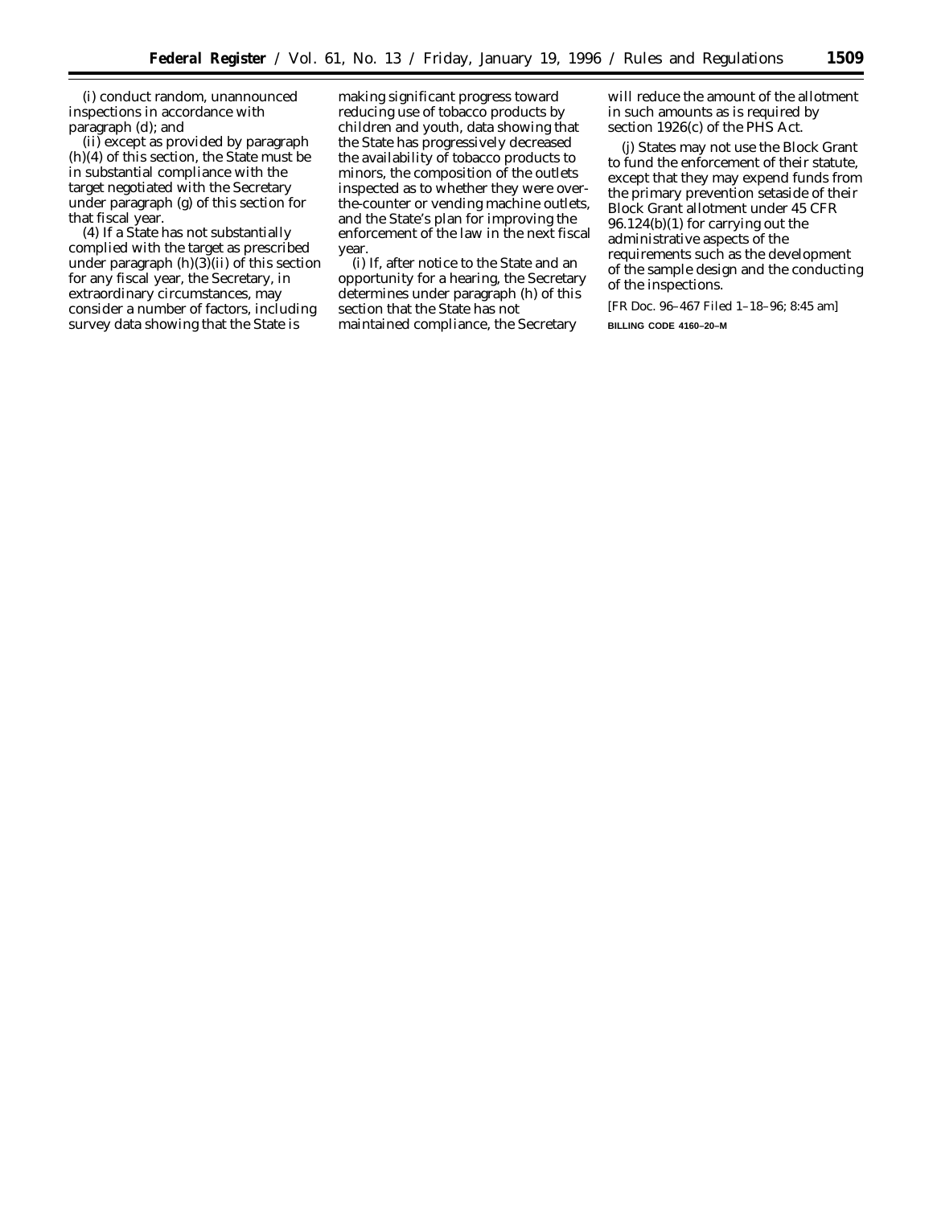(i) conduct random, unannounced inspections in accordance with paragraph (d); and

(ii) except as provided by paragraph (h)(4) of this section, the State must be in substantial compliance with the target negotiated with the Secretary under paragraph (g) of this section for that fiscal year.

(4) If a State has not substantially complied with the target as prescribed under paragraph (h)(3)(ii) of this section for any fiscal year, the Secretary, in extraordinary circumstances, may consider a number of factors, including survey data showing that the State is making significant progress toward reducing use of tobacco products by children and youth, data showing that the State has progressively decreased the availability of tobacco products to minors, the composition of the outlets inspected as to whether they were over-the-counter or vending machine outlets, and the State's plan for improving the enforcement of the law in the next fiscal year.

(i) If, after notice to the State and an opportunity for a hearing, the Secretary determines under paragraph (h) of this section that the State has not maintained compliance, the Secretary will reduce the amount of the allotment in such amounts as is required by section 1926(c) of the PHS Act.

(j) States may not use the Block Grant to fund the enforcement of their statute, except that they may expend funds from the primary prevention setaside of their Block Grant allotment under 45 CFR 96.124(b)(1) for carrying out the administrative aspects of the requirements such as the development of the sample design and the conducting of the inspections.

[FR Doc. 96–467 Filed 1–18–96; 8:45 am]

**BILLING CODE 4160–20–M**